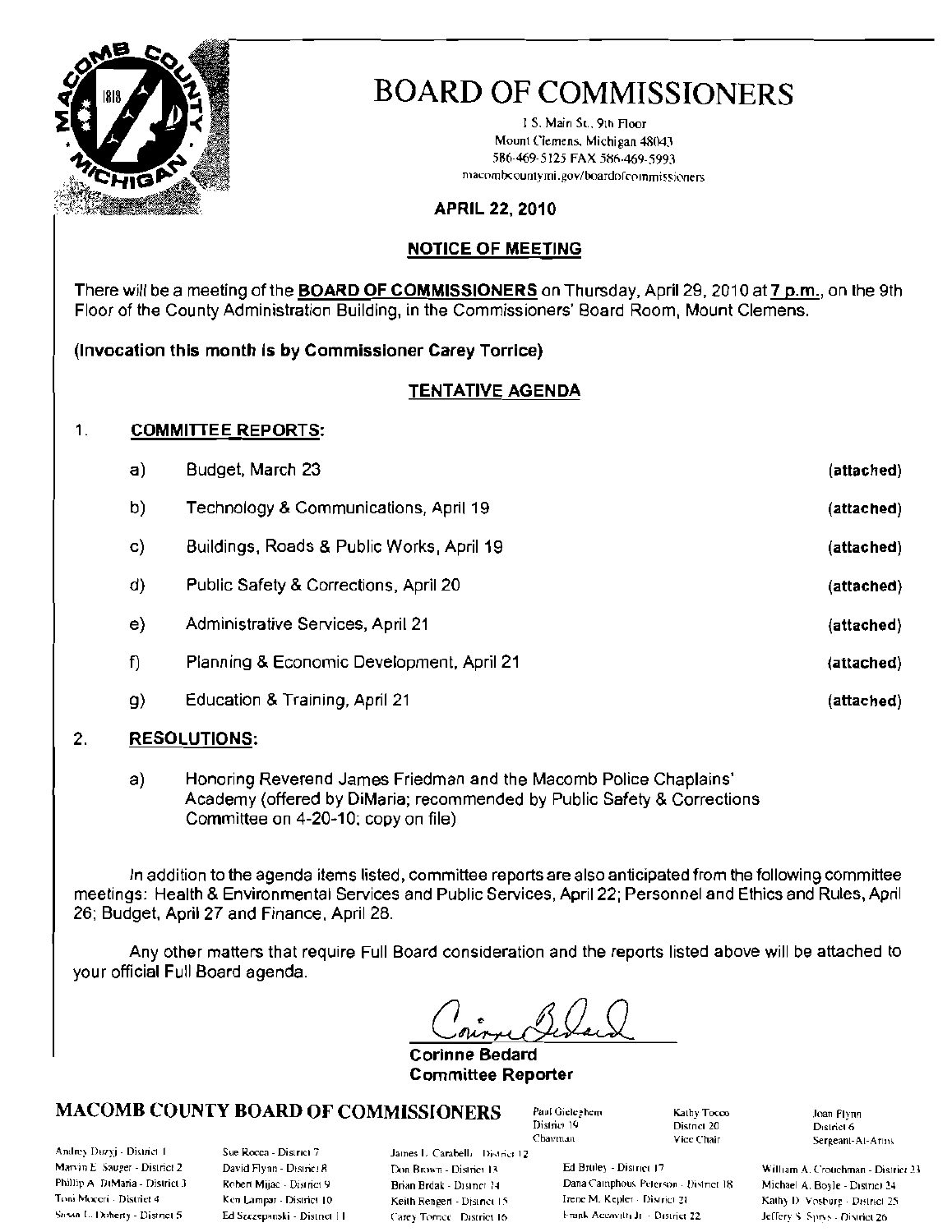# BOARD OF COMMISSIONERS

1 S. Main St., 9th Floor
Mount Clemens, Michigan 48043
586-469-5125 FAX 586-469-5993
macombcountymi.gov/boardofcommissioners

**APRIL 22, 2010**

## NOTICE OF MEETING

There will be a meeting of the **BOARD OF COMMISSIONERS** on Thursday, April 29, 2010 at **7 p.m.**, on the 9th Floor of the County Administration Building, in the Commissioners' Board Room, Mount Clemens.

**(Invocation this month is by Commissioner Carey Torrice)**

## TENTATIVE AGENDA

1. **COMMITTEE REPORTS:**

| | | |
|---|---|---|
| a) | Budget, March 23 | **(attached)** |
| b) | Technology & Communications, April 19 | **(attached)** |
| c) | Buildings, Roads & Public Works, April 19 | **(attached)** |
| d) | Public Safety & Corrections, April 20 | **(attached)** |
| e) | Administrative Services, April 21 | **(attached)** |
| f) | Planning & Economic Development, April 21 | **(attached)** |
| g) | Education & Training, April 21 | **(attached)** |

2. **RESOLUTIONS:**

   a) Honoring Reverend James Friedman and the Macomb Police Chaplains' Academy (offered by DiMaria; recommended by Public Safety & Corrections Committee on 4-20-10; copy on file)

In addition to the agenda items listed, committee reports are also anticipated from the following committee meetings: Health & Environmental Services and Public Services, April 22; Personnel and Ethics and Rules, April 26; Budget, April 27 and Finance, April 28.

Any other matters that require Full Board consideration and the reports listed above will be attached to your official Full Board agenda.

Corinne Bedard
**Corinne Bedard**
**Committee Reporter**

## MACOMB COUNTY BOARD OF COMMISSIONERS

Paul Gieleghem - District 19 - Chairman
Kathy Tocco - District 20 - Vice Chair
Joan Flynn - District 6 - Sergeant-At-Arms

Andrey Duzyj - District 1
Marvin E. Sauger - District 2
Phillip A. DiMaria - District 3
Toni Moceri - District 4
Susan L. Doherty - District 5
Sue Rocca - District 7
David Flynn - District 8
Robert Mijac - District 9
Ken Lampar - District 10
Ed Szczepanski - District 11
James L. Carabelli - District 12
Don Brown - District 13
Brian Brdak - District 14
Keith Rengert - District 15
Carey Torrice - District 16
Ed Bruley - District 17
Dana Camphous Peterson - District 18
Irene M. Kepler - District 21
Frank Accavitti Jr. - District 22
William A. Crouchman - District 23
Michael A. Boyle - District 24
Kathy D. Vosburg - District 25
Jeffery S. Sprys - District 26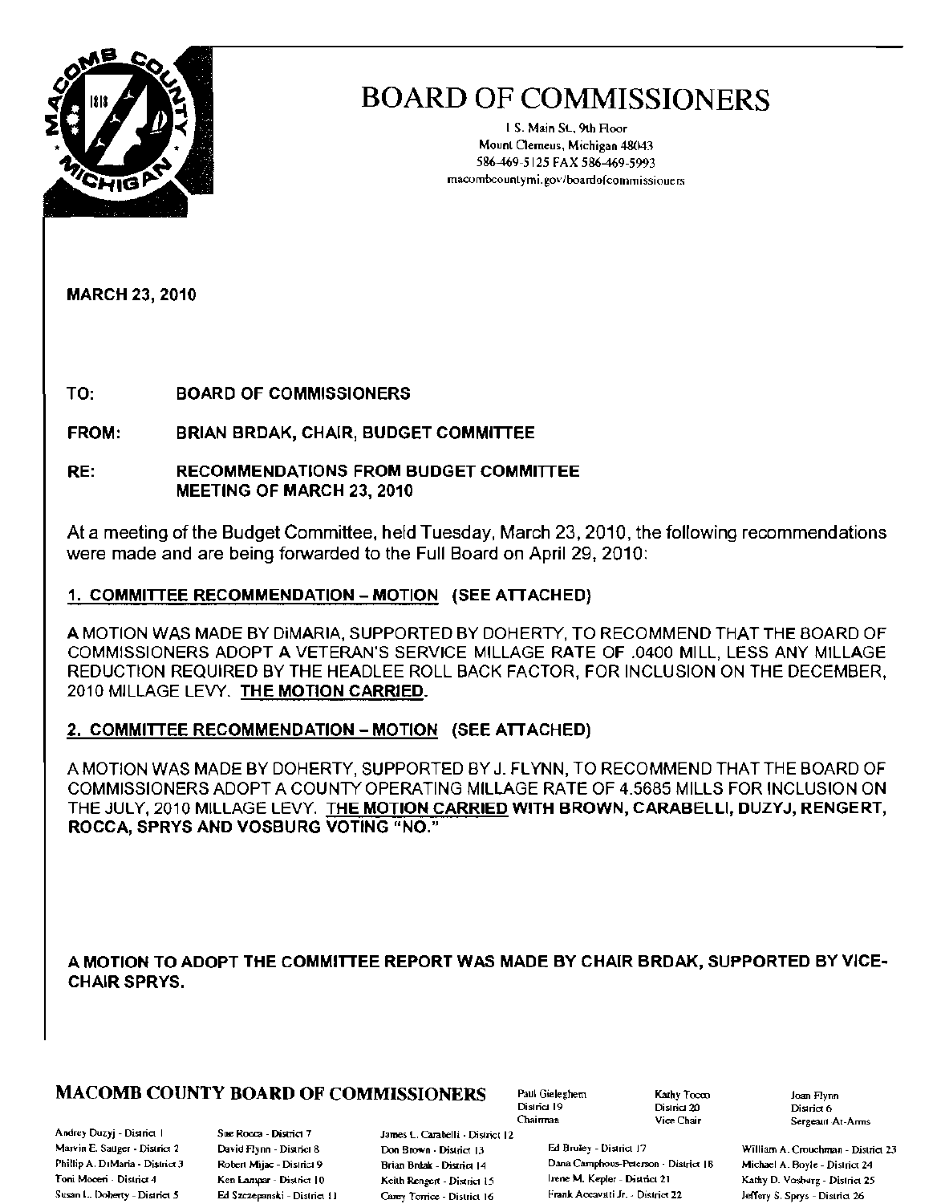# BOARD OF COMMISSIONERS

1 S. Main St., 9th Floor
Mount Clemens, Michigan 48043
586-469-5125 FAX 586-469-5993
macombcountymi.gov/boardofcommissioners

**MARCH 23, 2010**

**TO:** BOARD OF COMMISSIONERS

**FROM:** BRIAN BRDAK, CHAIR, BUDGET COMMITTEE

**RE:** RECOMMENDATIONS FROM BUDGET COMMITTEE MEETING OF MARCH 23, 2010

At a meeting of the Budget Committee, held Tuesday, March 23, 2010, the following recommendations were made and are being forwarded to the Full Board on April 29, 2010:

**1. COMMITTEE RECOMMENDATION – MOTION** (SEE ATTACHED)

A MOTION WAS MADE BY DiMARIA, SUPPORTED BY DOHERTY, TO RECOMMEND THAT THE BOARD OF COMMISSIONERS ADOPT A VETERAN'S SERVICE MILLAGE RATE OF .0400 MILL, LESS ANY MILLAGE REDUCTION REQUIRED BY THE HEADLEE ROLL BACK FACTOR, FOR INCLUSION ON THE DECEMBER, 2010 MILLAGE LEVY. **THE MOTION CARRIED.**

**2. COMMITTEE RECOMMENDATION – MOTION** (SEE ATTACHED)

A MOTION WAS MADE BY DOHERTY, SUPPORTED BY J. FLYNN, TO RECOMMEND THAT THE BOARD OF COMMISSIONERS ADOPT A COUNTY OPERATING MILLAGE RATE OF 4.5685 MILLS FOR INCLUSION ON THE JULY, 2010 MILLAGE LEVY. **THE MOTION CARRIED WITH BROWN, CARABELLI, DUZYJ, RENGERT, ROCCA, SPRYS AND VOSBURG VOTING "NO."**

**A MOTION TO ADOPT THE COMMITTEE REPORT WAS MADE BY CHAIR BRDAK, SUPPORTED BY VICE-CHAIR SPRYS.**

**MACOMB COUNTY BOARD OF COMMISSIONERS**

Paul Gieleghem - District 19 - Chairman
Kathy Tocco - District 20 - Vice Chair
Joan Flynn - District 6 - Sergeant At-Arms

Andrey Duzyj - District 1
Marvin E. Sauger - District 2
Phillip A. DiMaria - District 3
Toni Moceri - District 4
Susan L. Doherty - District 5
Sue Rocca - District 7
David Flynn - District 8
Robert Mijac - District 9
Ken Lampar - District 10
Ed Szczepanski - District 11
James L. Carabelli - District 12
Don Brown - District 13
Brian Brdak - District 14
Keith Rengert - District 15
Carey Torrice - District 16
Ed Bruley - District 17
Dana Camphous-Peterson - District 18
Irene M. Kepler - District 21
Frank Accavitti Jr. - District 22
William A. Crouchman - District 23
Michael A. Boyle - District 24
Kathy D. Vosburg - District 25
Jeffery S. Sprys - District 26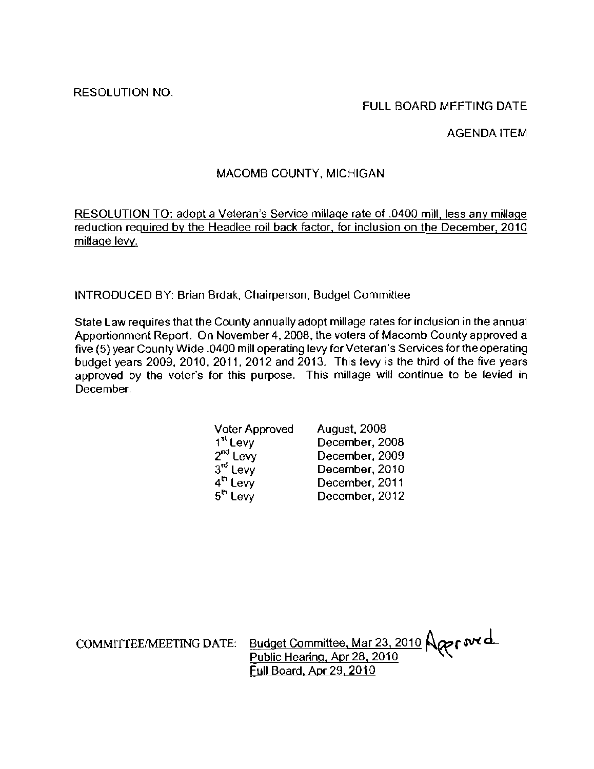RESOLUTION NO.

FULL BOARD MEETING DATE

AGENDA ITEM

MACOMB COUNTY, MICHIGAN

RESOLUTION TO: adopt a Veteran's Service millage rate of .0400 mill, less any millage reduction required by the Headlee roll back factor, for inclusion on the December, 2010 millage levy.

INTRODUCED BY: Brian Brdak, Chairperson, Budget Committee

State Law requires that the County annually adopt millage rates for inclusion in the annual Apportionment Report. On November 4, 2008, the voters of Macomb County approved a five (5) year County Wide .0400 mill operating levy for Veteran's Services for the operating budget years 2009, 2010, 2011, 2012 and 2013. This levy is the third of the five years approved by the voter's for this purpose. This millage will continue to be levied in December.

| | |
|---|---|
| Voter Approved | August, 2008 |
| 1st Levy | December, 2008 |
| 2nd Levy | December, 2009 |
| 3rd Levy | December, 2010 |
| 4th Levy | December, 2011 |
| 5th Levy | December, 2012 |

COMMITTEE/MEETING DATE: Budget Committee, Mar 23, 2010 Approved
Public Hearing, Apr 28, 2010
Full Board, Apr 29, 2010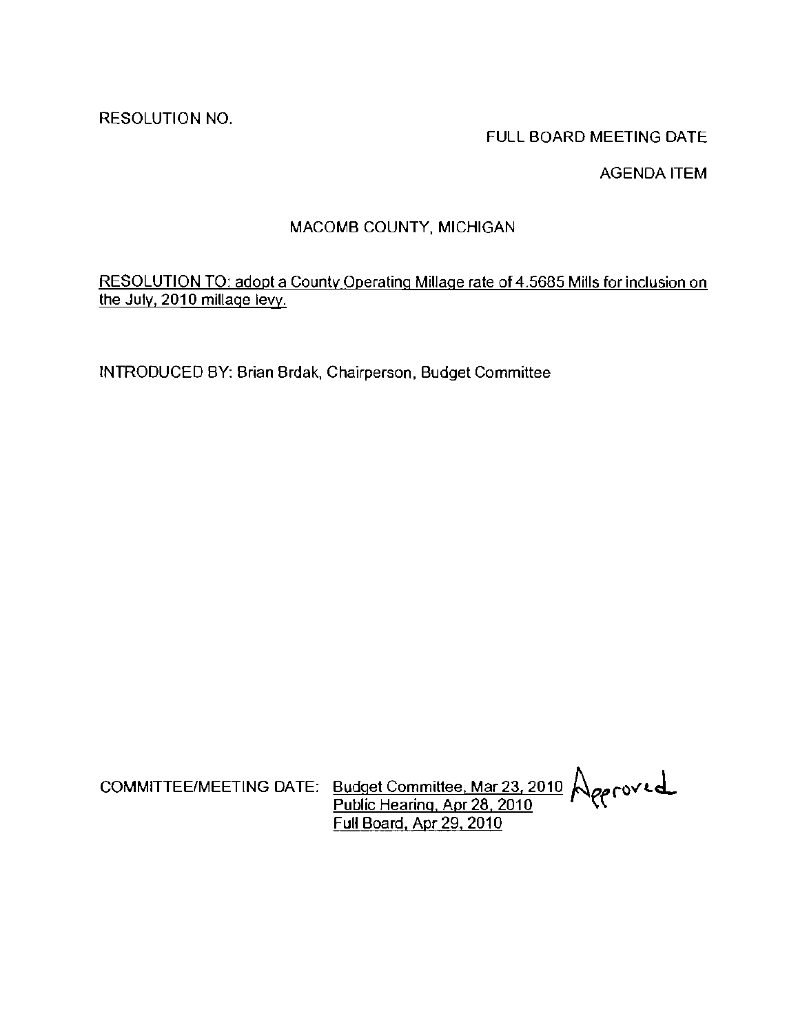RESOLUTION NO.

FULL BOARD MEETING DATE

AGENDA ITEM

MACOMB COUNTY, MICHIGAN

RESOLUTION TO: adopt a County Operating Millage rate of 4.5685 Mills for inclusion on the July, 2010 millage levy.

INTRODUCED BY: Brian Brdak, Chairperson, Budget Committee

COMMITTEE/MEETING DATE: Budget Committee, Mar 23, 2010 Approved
Public Hearing, Apr 28, 2010
Full Board, Apr 29, 2010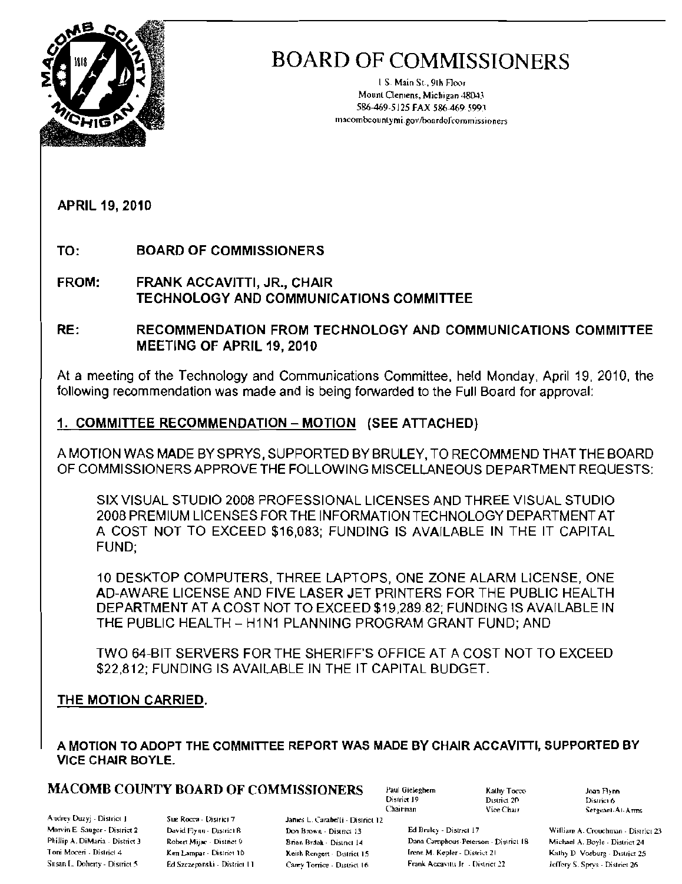# BOARD OF COMMISSIONERS

1 S. Main St., 9th Floor
Mount Clemens, Michigan 48043
586-469-5125 FAX 586-469-5993
macombcountymi.gov/boardofcommissioners

**APRIL 19, 2010**

**TO:** BOARD OF COMMISSIONERS

**FROM:** FRANK ACCAVITTI, JR., CHAIR
TECHNOLOGY AND COMMUNICATIONS COMMITTEE

**RE:** RECOMMENDATION FROM TECHNOLOGY AND COMMUNICATIONS COMMITTEE MEETING OF APRIL 19, 2010

At a meeting of the Technology and Communications Committee, held Monday, April 19, 2010, the following recommendation was made and is being forwarded to the Full Board for approval:

**1. COMMITTEE RECOMMENDATION – MOTION (SEE ATTACHED)**

A MOTION WAS MADE BY SPRYS, SUPPORTED BY BRULEY, TO RECOMMEND THAT THE BOARD OF COMMISSIONERS APPROVE THE FOLLOWING MISCELLANEOUS DEPARTMENT REQUESTS:

SIX VISUAL STUDIO 2008 PROFESSIONAL LICENSES AND THREE VISUAL STUDIO 2008 PREMIUM LICENSES FOR THE INFORMATION TECHNOLOGY DEPARTMENT AT A COST NOT TO EXCEED $16,083; FUNDING IS AVAILABLE IN THE IT CAPITAL FUND;

10 DESKTOP COMPUTERS, THREE LAPTOPS, ONE ZONE ALARM LICENSE, ONE AD-AWARE LICENSE AND FIVE LASER JET PRINTERS FOR THE PUBLIC HEALTH DEPARTMENT AT A COST NOT TO EXCEED $19,289.82; FUNDING IS AVAILABLE IN THE PUBLIC HEALTH – H1N1 PLANNING PROGRAM GRANT FUND; AND

TWO 64-BIT SERVERS FOR THE SHERIFF'S OFFICE AT A COST NOT TO EXCEED $22,812; FUNDING IS AVAILABLE IN THE IT CAPITAL BUDGET.

**THE MOTION CARRIED.**

**A MOTION TO ADOPT THE COMMITTEE REPORT WAS MADE BY CHAIR ACCAVITTI, SUPPORTED BY VICE CHAIR BOYLE.**

**MACOMB COUNTY BOARD OF COMMISSIONERS**

Paul Gieleghem - District 19 - Chairman
Kathy Tocco - District 20 - Vice Chair
Joan Flynn - District 6 - Sergeant-At-Arms

Andrey Duzyj - District 1
Marvin E. Sauger - District 2
Phillip A. DiMaria - District 3
Toni Moceri - District 4
Susan L. Doherty - District 5
Sue Rocca - District 7
David Flynn - District 8
Robert Mijac - District 9
Ken Lampar - District 10
Ed Szczepanski - District 11
James L. Carabelli - District 12
Don Brown - District 13
Brian Brdak - District 14
Keith Rengert - District 15
Carey Torrice - District 16
Ed Bruley - District 17
Dana Camphous-Peterson - District 18
Irene M. Kepler - District 21
Frank Accavitti Jr. - District 22
William A. Crouchman - District 23
Michael A. Boyle - District 24
Kathy D. Vosburg - District 25
Jeffery S. Sprys - District 26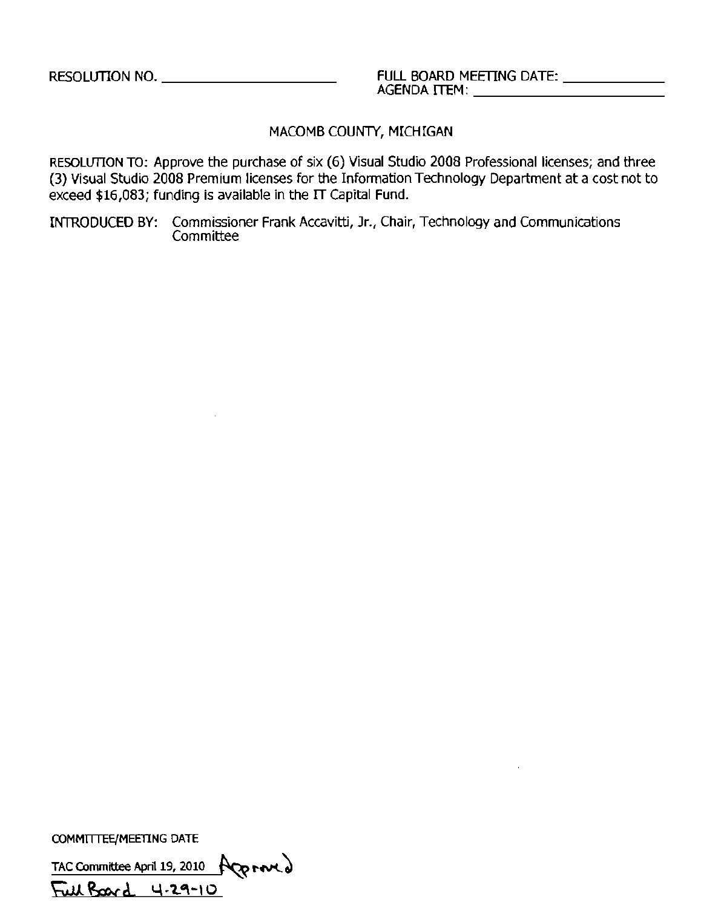RESOLUTION NO. ______________________ FULL BOARD MEETING DATE: ____________

AGENDA ITEM: ________________________

MACOMB COUNTY, MICHIGAN

RESOLUTION TO: Approve the purchase of six (6) Visual Studio 2008 Professional licenses; and three (3) Visual Studio 2008 Premium licenses for the Information Technology Department at a cost not to exceed $16,083; funding is available in the IT Capital Fund.

INTRODUCED BY: Commissioner Frank Accavitti, Jr., Chair, Technology and Communications Committee

COMMITTEE/MEETING DATE

TAC Committee April 19, 2010 Approved

Full Board 4-29-10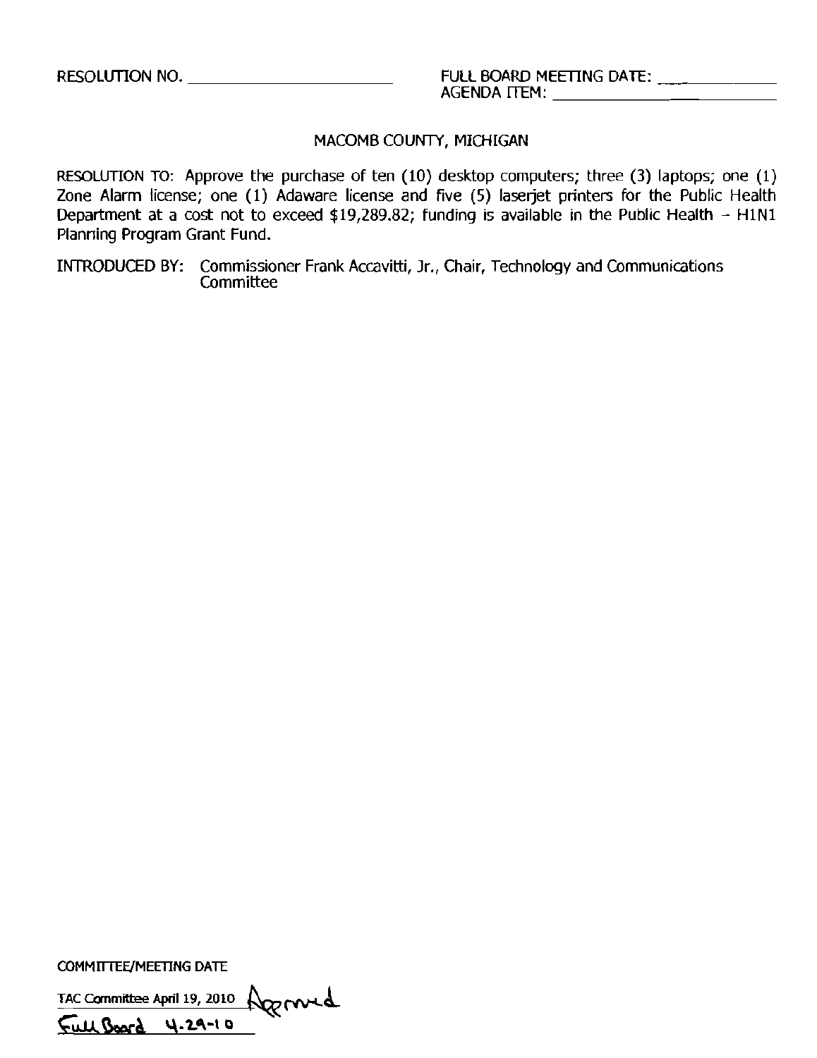RESOLUTION NO. ______________________

FULL BOARD MEETING DATE: ___________

AGENDA ITEM: ______________________

MACOMB COUNTY, MICHIGAN

RESOLUTION TO: Approve the purchase of ten (10) desktop computers; three (3) laptops; one (1) Zone Alarm license; one (1) Adaware license and five (5) laserjet printers for the Public Health Department at a cost not to exceed $19,289.82; funding is available in the Public Health - H1N1 Planning Program Grant Fund.

INTRODUCED BY: Commissioner Frank Accavitti, Jr., Chair, Technology and Communications Committee

COMMITTEE/MEETING DATE

TAC Committee April 19, 2010 Approved

Full Board 4-29-10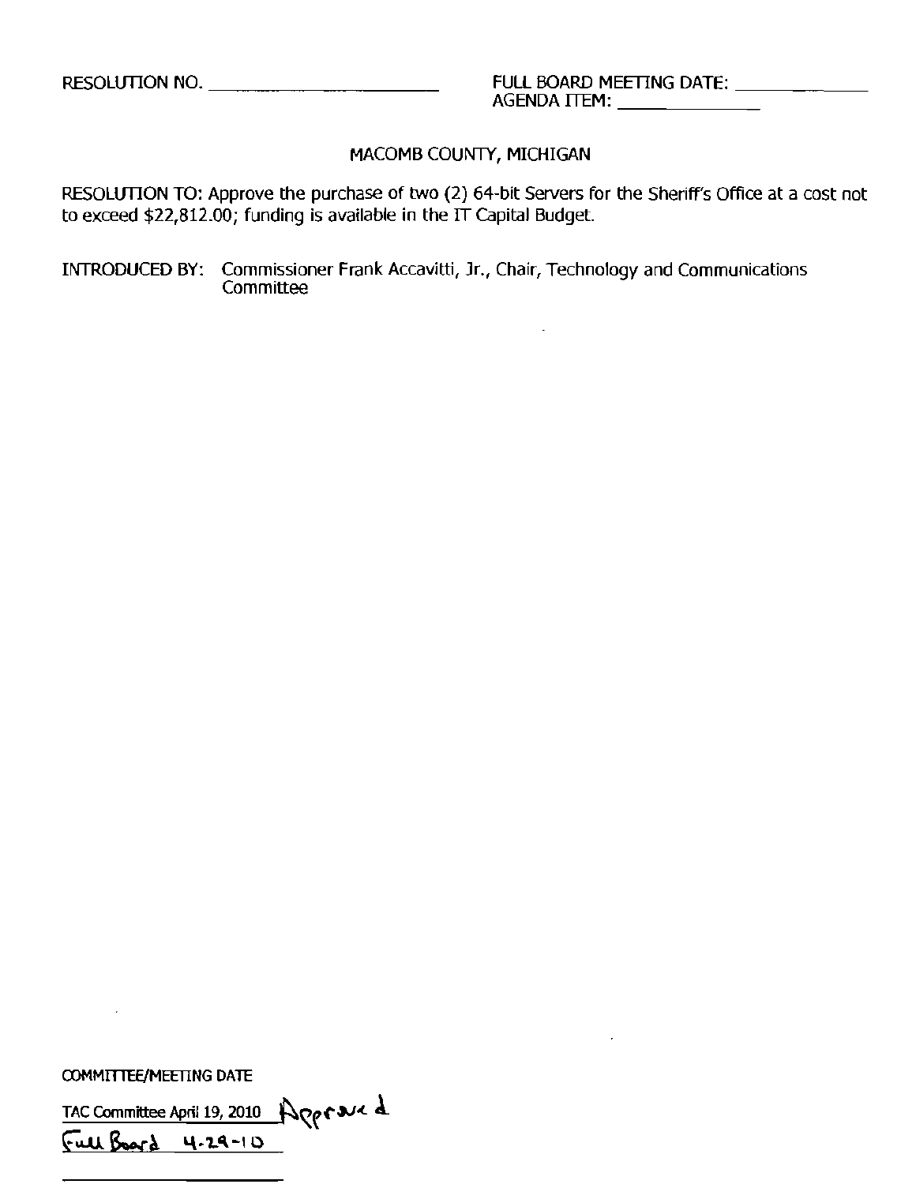RESOLUTION NO. ____________________

FULL BOARD MEETING DATE: __________

AGENDA ITEM: ____________

MACOMB COUNTY, MICHIGAN

RESOLUTION TO: Approve the purchase of two (2) 64-bit Servers for the Sheriff's Office at a cost not to exceed $22,812.00; funding is available in the IT Capital Budget.

INTRODUCED BY: Commissioner Frank Accavitti, Jr., Chair, Technology and Communications Committee

COMMITTEE/MEETING DATE

TAC Committee April 19, 2010 Approved

Full Board 4-29-10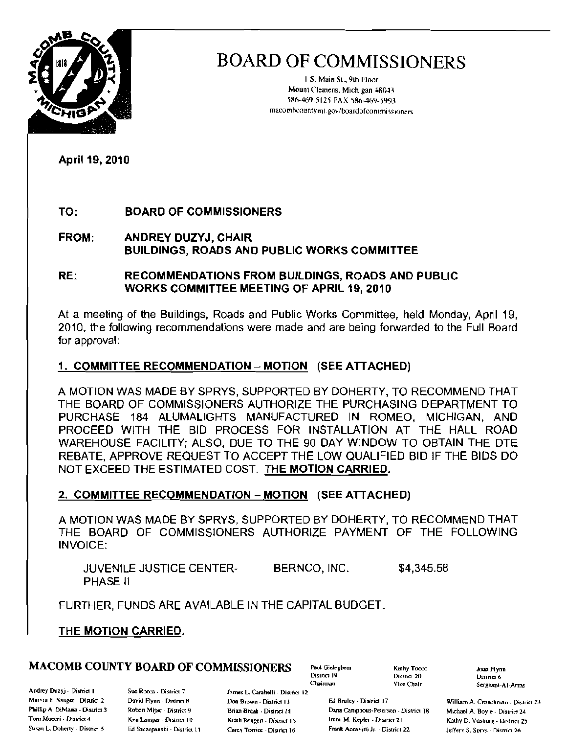# BOARD OF COMMISSIONERS

1 S. Main St., 9th Floor
Mount Clemens, Michigan 48043
586-469-5125 FAX 586-469-5993
macombcountymi.gov/boardofcommissioners

April 19, 2010

**TO:** BOARD OF COMMISSIONERS

**FROM:** ANDREY DUZYJ, CHAIR
BUILDINGS, ROADS AND PUBLIC WORKS COMMITTEE

**RE:** RECOMMENDATIONS FROM BUILDINGS, ROADS AND PUBLIC WORKS COMMITTEE MEETING OF APRIL 19, 2010

At a meeting of the Buildings, Roads and Public Works Committee, held Monday, April 19, 2010, the following recommendations were made and are being forwarded to the Full Board for approval:

**1. COMMITTEE RECOMMENDATION – MOTION (SEE ATTACHED)**

A MOTION WAS MADE BY SPRYS, SUPPORTED BY DOHERTY, TO RECOMMEND THAT THE BOARD OF COMMISSIONERS AUTHORIZE THE PURCHASING DEPARTMENT TO PURCHASE 184 ALUMALIGHTS MANUFACTURED IN ROMEO, MICHIGAN, AND PROCEED WITH THE BID PROCESS FOR INSTALLATION AT THE HALL ROAD WAREHOUSE FACILITY; ALSO, DUE TO THE 90 DAY WINDOW TO OBTAIN THE DTE REBATE, APPROVE REQUEST TO ACCEPT THE LOW QUALIFIED BID IF THE BIDS DO NOT EXCEED THE ESTIMATED COST. **THE MOTION CARRIED.**

**2. COMMITTEE RECOMMENDATION – MOTION (SEE ATTACHED)**

A MOTION WAS MADE BY SPRYS, SUPPORTED BY DOHERTY, TO RECOMMEND THAT THE BOARD OF COMMISSIONERS AUTHORIZE PAYMENT OF THE FOLLOWING INVOICE:

| | | |
|---|---|---|
| JUVENILE JUSTICE CENTER-PHASE II | BERNCO, INC. | $4,345.58 |

FURTHER, FUNDS ARE AVAILABLE IN THE CAPITAL BUDGET.

**THE MOTION CARRIED.**

**MACOMB COUNTY BOARD OF COMMISSIONERS**

Paul Gieleghem, District 19, Chairman
Kathy Tocco, District 20, Vice Chair
Joan Flynn, District 6, Sergeant-At-Arms

Andrey Duzyj - District 1
Marvin E. Sauger - District 2
Phillip A. DiMaria - District 3
Toni Moceri - District 4
Susan L. Doherty - District 5
Sue Rocca - District 7
David Flynn - District 8
Robert Mijac - District 9
Ken Lampar - District 10
Ed Szczepanski - District 11
James L. Carabelli - District 12
Don Brown - District 13
Brian Brdak - District 14
Keith Rengert - District 15
Carey Torrice - District 16
Ed Bruley - District 17
Dana Camphous-Peterson - District 18
Irene M. Kepler - District 21
Frank Accavitti Jr. - District 22
William A. Crouchman - District 23
Michael A. Boyle - District 24
Kathy D. Vosburg - District 25
Jeffery S. Sprys - District 26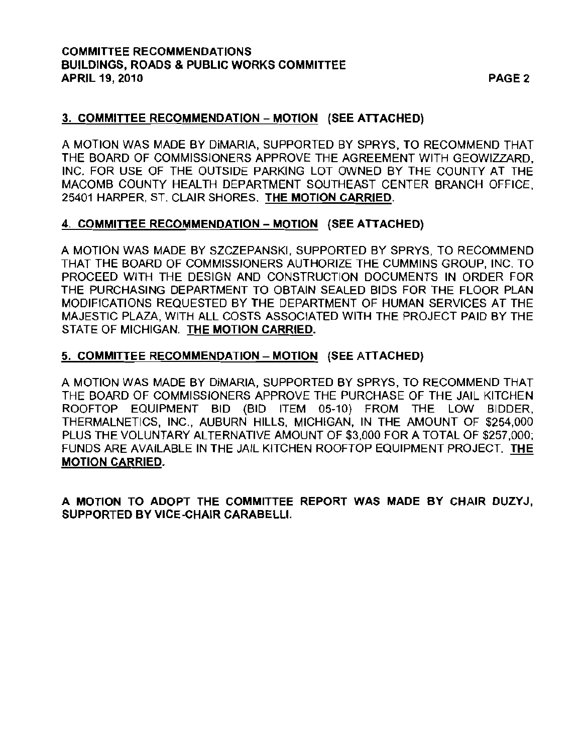**3. COMMITTEE RECOMMENDATION – MOTION (SEE ATTACHED)**

A MOTION WAS MADE BY DiMARIA, SUPPORTED BY SPRYS, TO RECOMMEND THAT THE BOARD OF COMMISSIONERS APPROVE THE AGREEMENT WITH GEOWIZZARD, INC. FOR USE OF THE OUTSIDE PARKING LOT OWNED BY THE COUNTY AT THE MACOMB COUNTY HEALTH DEPARTMENT SOUTHEAST CENTER BRANCH OFFICE, 25401 HARPER, ST. CLAIR SHORES. **THE MOTION CARRIED.**

**4. COMMITTEE RECOMMENDATION – MOTION (SEE ATTACHED)**

A MOTION WAS MADE BY SZCZEPANSKI, SUPPORTED BY SPRYS, TO RECOMMEND THAT THE BOARD OF COMMISSIONERS AUTHORIZE THE CUMMINS GROUP, INC. TO PROCEED WITH THE DESIGN AND CONSTRUCTION DOCUMENTS IN ORDER FOR THE PURCHASING DEPARTMENT TO OBTAIN SEALED BIDS FOR THE FLOOR PLAN MODIFICATIONS REQUESTED BY THE DEPARTMENT OF HUMAN SERVICES AT THE MAJESTIC PLAZA, WITH ALL COSTS ASSOCIATED WITH THE PROJECT PAID BY THE STATE OF MICHIGAN. **THE MOTION CARRIED.**

**5. COMMITTEE RECOMMENDATION – MOTION (SEE ATTACHED)**

A MOTION WAS MADE BY DiMARIA, SUPPORTED BY SPRYS, TO RECOMMEND THAT THE BOARD OF COMMISSIONERS APPROVE THE PURCHASE OF THE JAIL KITCHEN ROOFTOP EQUIPMENT BID (BID ITEM 05-10) FROM THE LOW BIDDER, THERMALNETICS, INC., AUBURN HILLS, MICHIGAN, IN THE AMOUNT OF $254,000 PLUS THE VOLUNTARY ALTERNATIVE AMOUNT OF $3,000 FOR A TOTAL OF $257,000; FUNDS ARE AVAILABLE IN THE JAIL KITCHEN ROOFTOP EQUIPMENT PROJECT. **THE MOTION CARRIED.**

**A MOTION TO ADOPT THE COMMITTEE REPORT WAS MADE BY CHAIR DUZYJ, SUPPORTED BY VICE-CHAIR CARABELLI.**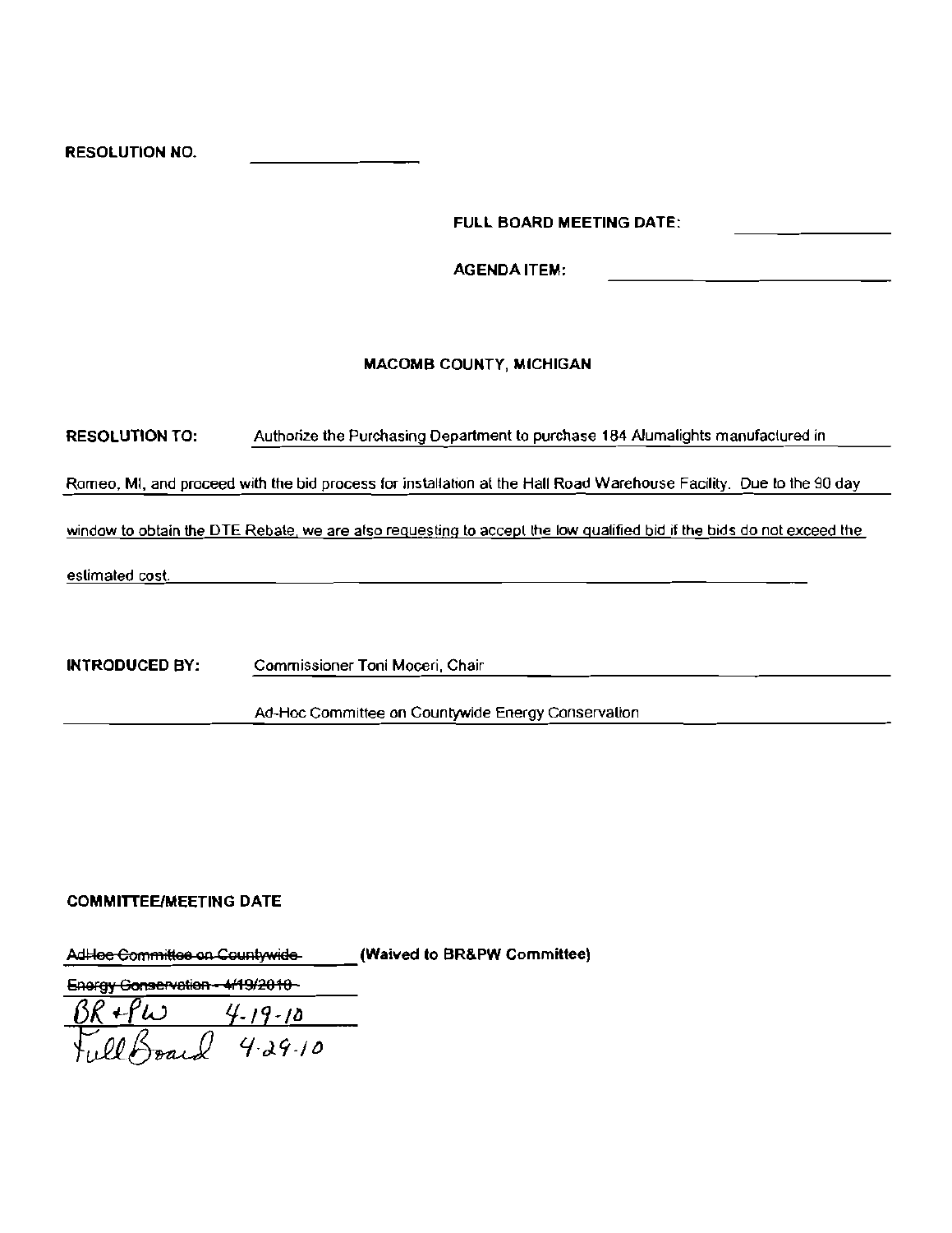**RESOLUTION NO.** \_\_\_\_\_\_\_\_\_\_\_\_\_\_\_\_

**FULL BOARD MEETING DATE:** \_\_\_\_\_\_\_\_\_\_\_\_

**AGENDA ITEM:** \_\_\_\_\_\_\_\_\_\_\_\_\_\_\_\_\_\_\_\_\_\_

**MACOMB COUNTY, MICHIGAN**

**RESOLUTION TO:** Authorize the Purchasing Department to purchase 184 Alumalights manufactured in Romeo, MI, and proceed with the bid process for installation at the Hall Road Warehouse Facility. Due to the 90 day window to obtain the DTE Rebate, we are also requesting to accept the low qualified bid if the bids do not exceed the estimated cost.

**INTRODUCED BY:** Commissioner Toni Moceri, Chair

Ad-Hoc Committee on Countywide Energy Conservation

**COMMITTEE/MEETING DATE**

~~AdHoc Committee on Countywide Energy Conservation - 4/19/2010~~ **(Waived to BR&PW Committee)**

BR+PW 4-19-10

Full Board 4-29-10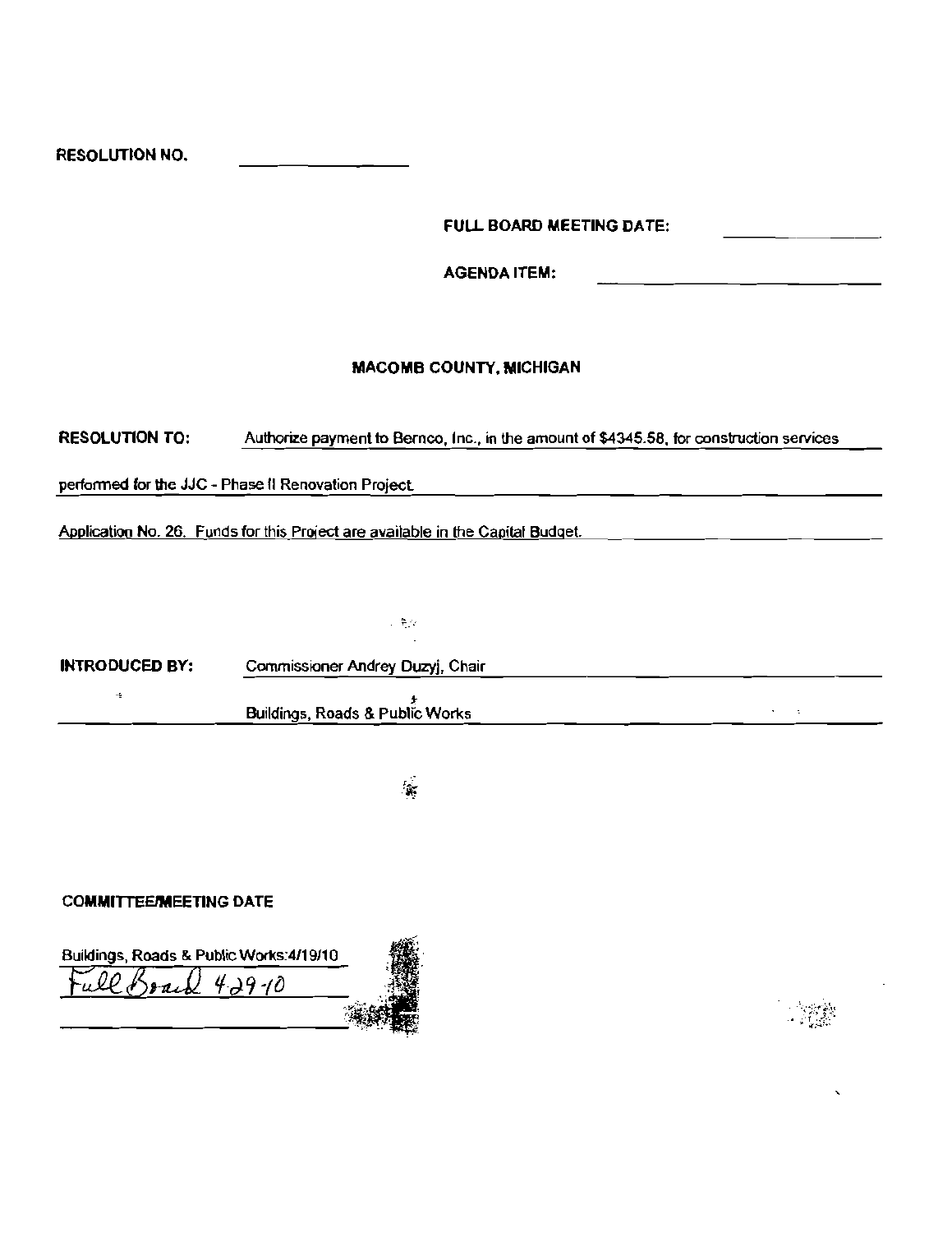**RESOLUTION NO.** ______________

**FULL BOARD MEETING DATE:** ______________

**AGENDA ITEM:** ______________

**MACOMB COUNTY, MICHIGAN**

**RESOLUTION TO:** Authorize payment to Bernco, Inc., in the amount of $4345.58, for construction services performed for the JJC - Phase II Renovation Project.

Application No. 26. Funds for this Project are available in the Capital Budget.

**INTRODUCED BY:** Commissioner Andrey Duzyj, Chair

Buildings, Roads & Public Works

**COMMITTEE/MEETING DATE**

Buildings, Roads & Public Works:4/19/10

Full Board 4-29-10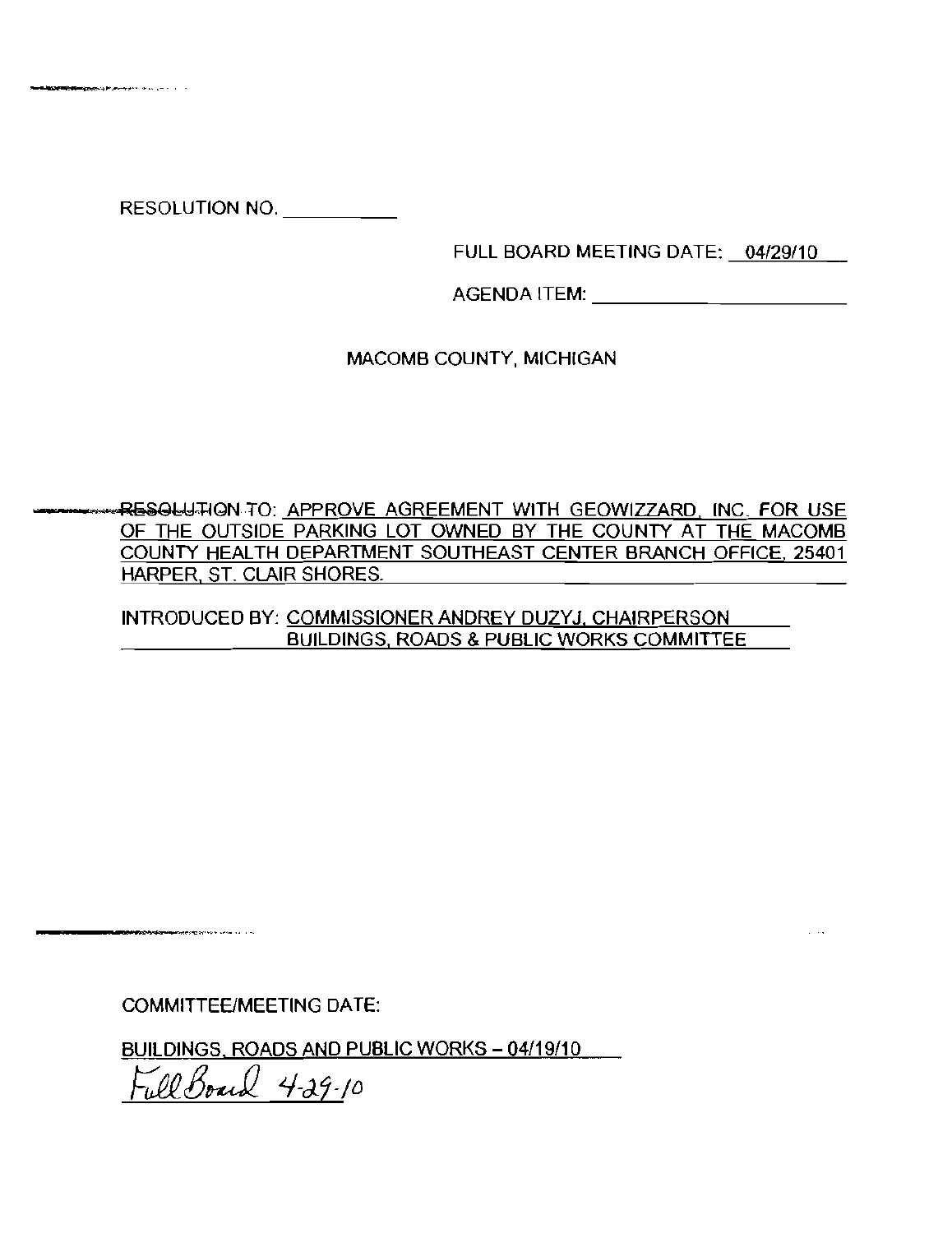RESOLUTION NO. ___________

FULL BOARD MEETING DATE: 04/29/10

AGENDA ITEM: ________________________

MACOMB COUNTY, MICHIGAN

RESOLUTION TO: APPROVE AGREEMENT WITH GEOWIZZARD, INC. FOR USE OF THE OUTSIDE PARKING LOT OWNED BY THE COUNTY AT THE MACOMB COUNTY HEALTH DEPARTMENT SOUTHEAST CENTER BRANCH OFFICE, 25401 HARPER, ST. CLAIR SHORES.

INTRODUCED BY: COMMISSIONER ANDREY DUZYJ, CHAIRPERSON
BUILDINGS, ROADS & PUBLIC WORKS COMMITTEE

COMMITTEE/MEETING DATE:

BUILDINGS, ROADS AND PUBLIC WORKS – 04/19/10

Full Board 4-29-10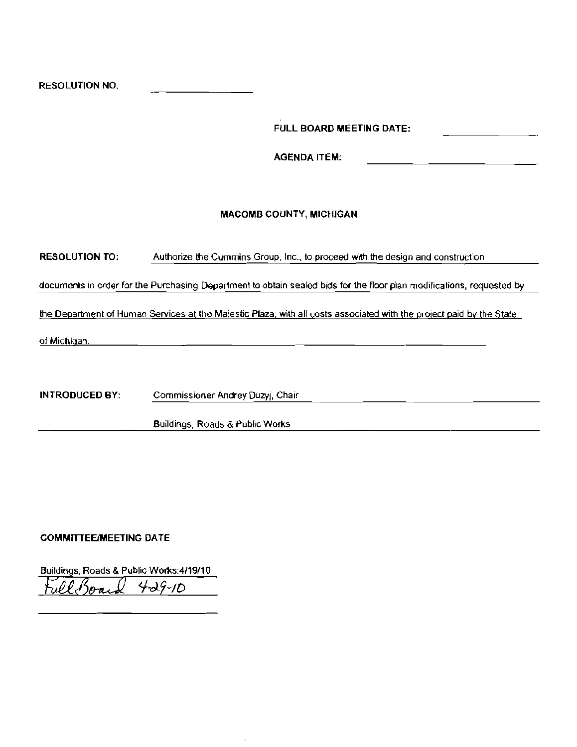RESOLUTION NO. ______________

FULL BOARD MEETING DATE: ______________

AGENDA ITEM: ______________

**MACOMB COUNTY, MICHIGAN**

**RESOLUTION TO:** Authorize the Cummins Group, Inc., to proceed with the design and construction documents in order for the Purchasing Department to obtain sealed bids for the floor plan modifications, requested by the Department of Human Services at the Majestic Plaza, with all costs associated with the project paid by the State of Michigan.

**INTRODUCED BY:** Commissioner Andrey Duzyj, Chair
Buildings, Roads & Public Works

**COMMITTEE/MEETING DATE**

Buildings, Roads & Public Works:4/19/10

Full Board 4-29-10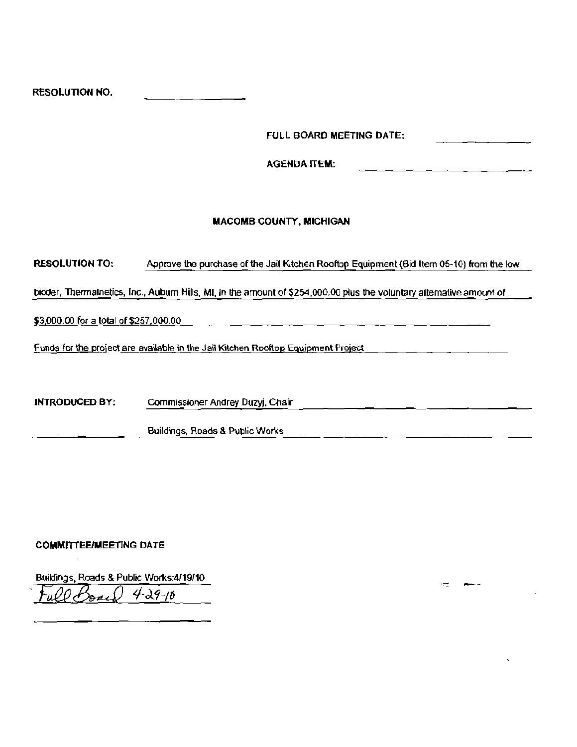**RESOLUTION NO.** ______________

**FULL BOARD MEETING DATE:** ______________

**AGENDA ITEM:** ______________

**MACOMB COUNTY, MICHIGAN**

**RESOLUTION TO:** Approve the purchase of the Jail Kitchen Rooftop Equipment (Bid Item 05-10) from the low bidder, Thermalnetics, Inc., Auburn Hills, MI, in the amount of $254,000.00 plus the voluntary alternative amount of $3,000.00 for a total of $257,000.00

Funds for the project are available in the Jail Kitchen Rooftop Equipment Project

**INTRODUCED BY:** Commissioner Andrey Duzyj, Chair

Buildings, Roads & Public Works

**COMMITTEE/MEETING DATE**

Buildings, Roads & Public Works:4/19/10

Full Board 4-29-10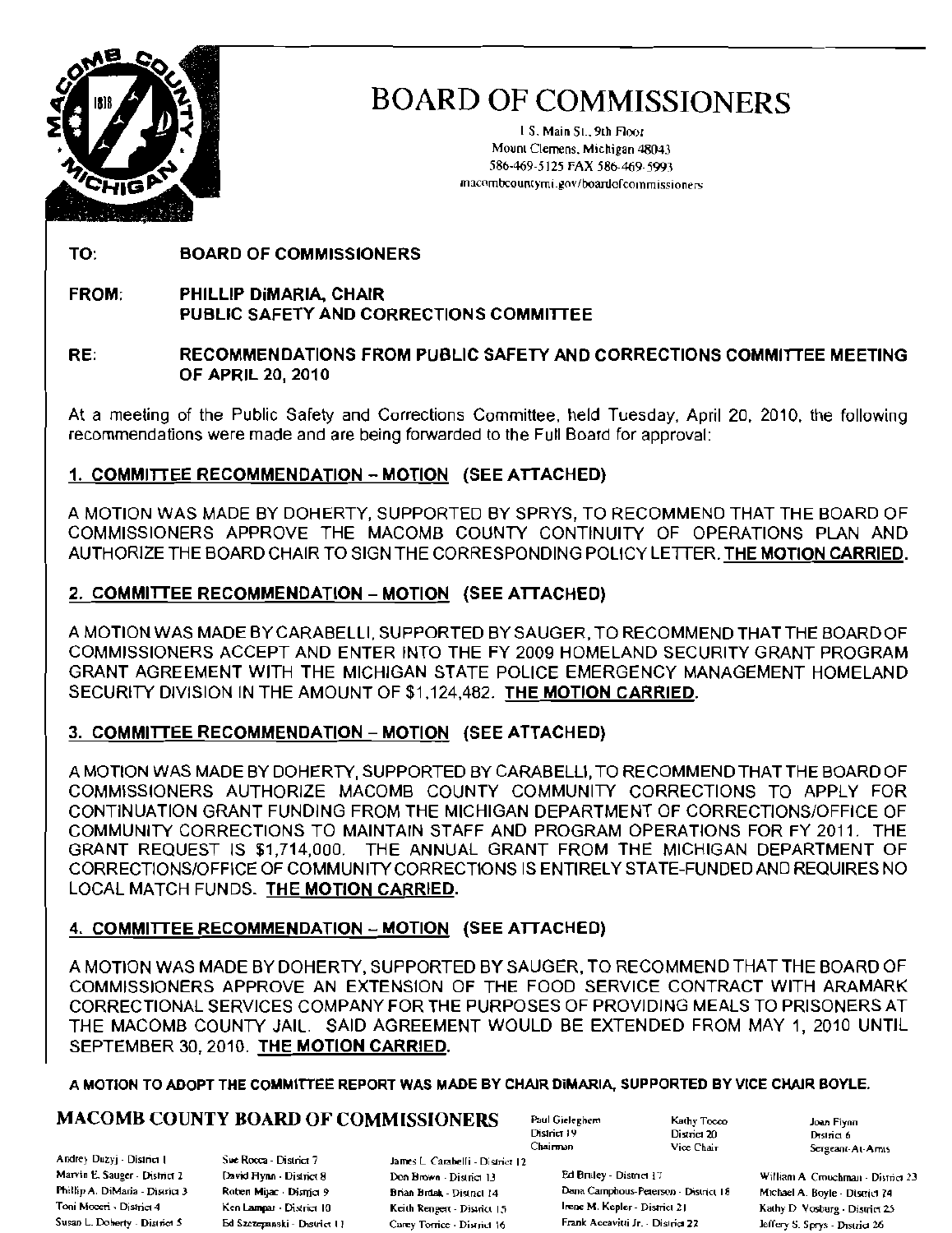# BOARD OF COMMISSIONERS

1 S. Main St., 9th Floor
Mount Clemens, Michigan 48043
586-469-5125 FAX 586-469-5993
macombcountymi.gov/boardofcommissioners

**TO:** BOARD OF COMMISSIONERS

**FROM:** PHILLIP DiMARIA, CHAIR
PUBLIC SAFETY AND CORRECTIONS COMMITTEE

**RE:** RECOMMENDATIONS FROM PUBLIC SAFETY AND CORRECTIONS COMMITTEE MEETING OF APRIL 20, 2010

At a meeting of the Public Safety and Corrections Committee, held Tuesday, April 20, 2010, the following recommendations were made and are being forwarded to the Full Board for approval:

**1. COMMITTEE RECOMMENDATION – MOTION (SEE ATTACHED)**

A MOTION WAS MADE BY DOHERTY, SUPPORTED BY SPRYS, TO RECOMMEND THAT THE BOARD OF COMMISSIONERS APPROVE THE MACOMB COUNTY CONTINUITY OF OPERATIONS PLAN AND AUTHORIZE THE BOARD CHAIR TO SIGN THE CORRESPONDING POLICY LETTER. **THE MOTION CARRIED.**

**2. COMMITTEE RECOMMENDATION – MOTION (SEE ATTACHED)**

A MOTION WAS MADE BY CARABELLI, SUPPORTED BY SAUGER, TO RECOMMEND THAT THE BOARD OF COMMISSIONERS ACCEPT AND ENTER INTO THE FY 2009 HOMELAND SECURITY GRANT PROGRAM GRANT AGREEMENT WITH THE MICHIGAN STATE POLICE EMERGENCY MANAGEMENT HOMELAND SECURITY DIVISION IN THE AMOUNT OF $1,124,482. **THE MOTION CARRIED.**

**3. COMMITTEE RECOMMENDATION – MOTION (SEE ATTACHED)**

A MOTION WAS MADE BY DOHERTY, SUPPORTED BY CARABELLI, TO RECOMMEND THAT THE BOARD OF COMMISSIONERS AUTHORIZE MACOMB COUNTY COMMUNITY CORRECTIONS TO APPLY FOR CONTINUATION GRANT FUNDING FROM THE MICHIGAN DEPARTMENT OF CORRECTIONS/OFFICE OF COMMUNITY CORRECTIONS TO MAINTAIN STAFF AND PROGRAM OPERATIONS FOR FY 2011. THE GRANT REQUEST IS $1,714,000. THE ANNUAL GRANT FROM THE MICHIGAN DEPARTMENT OF CORRECTIONS/OFFICE OF COMMUNITY CORRECTIONS IS ENTIRELY STATE-FUNDED AND REQUIRES NO LOCAL MATCH FUNDS. **THE MOTION CARRIED.**

**4. COMMITTEE RECOMMENDATION – MOTION (SEE ATTACHED)**

A MOTION WAS MADE BY DOHERTY, SUPPORTED BY SAUGER, TO RECOMMEND THAT THE BOARD OF COMMISSIONERS APPROVE AN EXTENSION OF THE FOOD SERVICE CONTRACT WITH ARAMARK CORRECTIONAL SERVICES COMPANY FOR THE PURPOSES OF PROVIDING MEALS TO PRISONERS AT THE MACOMB COUNTY JAIL. SAID AGREEMENT WOULD BE EXTENDED FROM MAY 1, 2010 UNTIL SEPTEMBER 30, 2010. **THE MOTION CARRIED.**

**A MOTION TO ADOPT THE COMMITTEE REPORT WAS MADE BY CHAIR DiMARIA, SUPPORTED BY VICE CHAIR BOYLE.**

**MACOMB COUNTY BOARD OF COMMISSIONERS**

Paul Gieleghem, District 19, Chairman
Kathy Tocco, District 20, Vice Chair
Joan Flynn, District 6, Sergeant-At-Arms

Andrey Duzyj - District 1
Marvin E. Sauger - District 2
Phillip A. DiMaria - District 3
Toni Moceri - District 4
Susan L. Doherty - District 5
Sue Rocca - District 7
David Flynn - District 8
Robert Mijac - District 9
Ken Lampar - District 10
Ed Szczepanski - District 11
James L. Carabelli - District 12
Don Brown - District 13
Brian Brdak - District 14
Keith Rengert - District 15
Carey Torrice - District 16
Ed Bruley - District 17
Dana Camphous-Peterson - District 18
Irene M. Kepler - District 21
Frank Accavitti Jr. - District 22
William A. Crouchman - District 23
Michael A. Boyle - District 24
Kathy D. Vosburg - District 25
Jeffery S. Sprys - District 26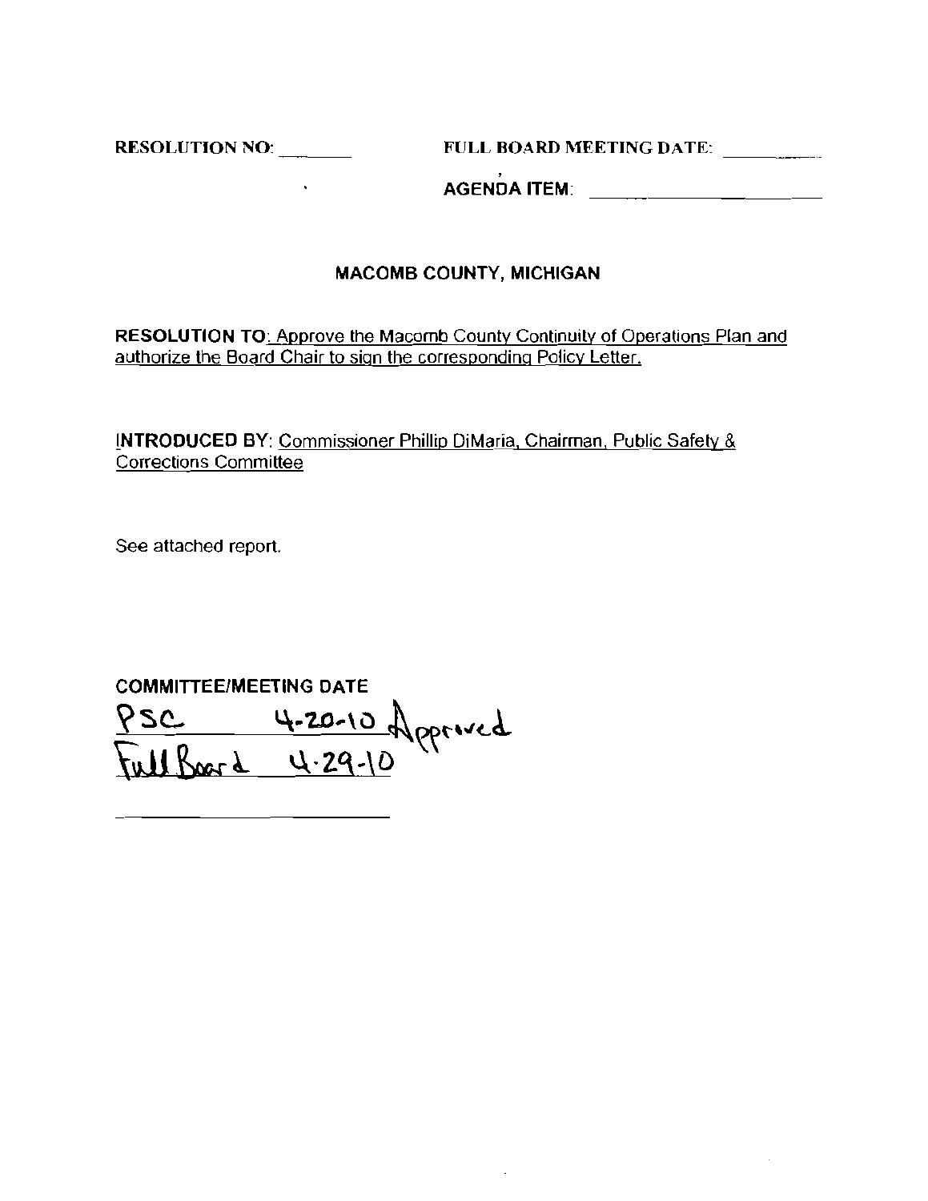RESOLUTION NO: ________ FULL BOARD MEETING DATE: __________

AGENDA ITEM: ______________________

## MACOMB COUNTY, MICHIGAN

**RESOLUTION TO**: Approve the Macomb County Continuity of Operations Plan and authorize the Board Chair to sign the corresponding Policy Letter.

**INTRODUCED BY**: Commissioner Phillip DiMaria, Chairman, Public Safety & Corrections Committee

See attached report.

**COMMITTEE/MEETING DATE**

PSC 4-20-10 Approved

Full Board 4-29-10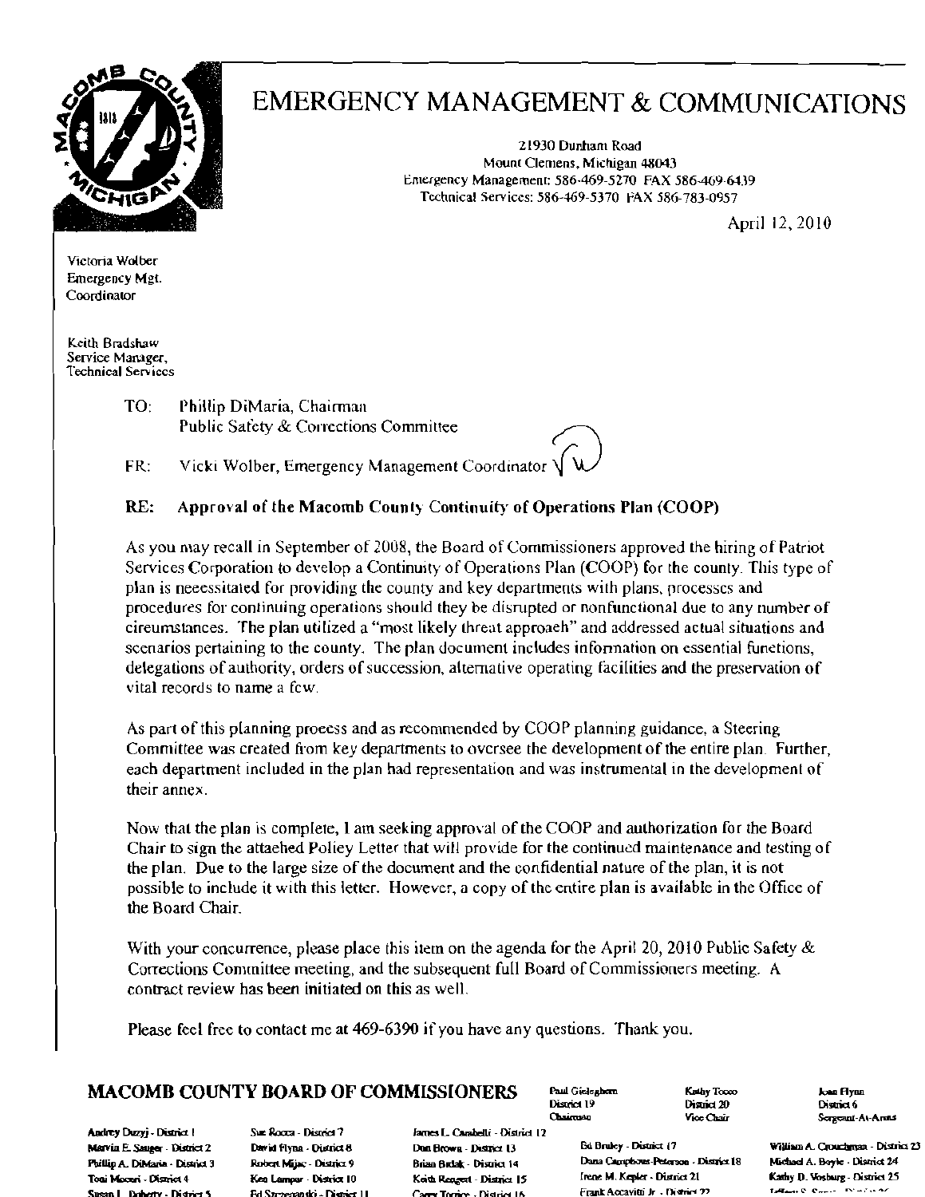# EMERGENCY MANAGEMENT & COMMUNICATIONS

21930 Dunham Road
Mount Clemens, Michigan 48043
Emergency Management: 586-469-5270 FAX 586-469-6439
Technical Services: 586-469-5370 FAX 586-783-0957

April 12, 2010

Victoria Wolber
Emergency Mgt.
Coordinator

Keith Bradshaw
Service Manager,
Technical Services

TO: Phillip DiMaria, Chairman
Public Safety & Corrections Committee

FR: Vicki Wolber, Emergency Management Coordinator

**RE: Approval of the Macomb County Continuity of Operations Plan (COOP)**

As you may recall in September of 2008, the Board of Commissioners approved the hiring of Patriot Services Corporation to develop a Continuity of Operations Plan (COOP) for the county. This type of plan is necessitated for providing the county and key departments with plans, processes and procedures for continuing operations should they be disrupted or nonfunctional due to any number of circumstances. The plan utilized a "most likely threat approach" and addressed actual situations and scenarios pertaining to the county. The plan document includes information on essential functions, delegations of authority, orders of succession, alternative operating facilities and the preservation of vital records to name a few.

As part of this planning process and as recommended by COOP planning guidance, a Steering Committee was created from key departments to oversee the development of the entire plan. Further, each department included in the plan had representation and was instrumental in the development of their annex.

Now that the plan is complete, I am seeking approval of the COOP and authorization for the Board Chair to sign the attached Policy Letter that will provide for the continued maintenance and testing of the plan. Due to the large size of the document and the confidential nature of the plan, it is not possible to include it with this letter. However, a copy of the entire plan is available in the Office of the Board Chair.

With your concurrence, please place this item on the agenda for the April 20, 2010 Public Safety & Corrections Committee meeting, and the subsequent full Board of Commissioners meeting. A contract review has been initiated on this as well.

Please feel free to contact me at 469-6390 if you have any questions. Thank you.

## MACOMB COUNTY BOARD OF COMMISSIONERS

Paul Gieleghem, District 19, Chairman
Kathy Tocco, District 20, Vice Chair
Joan Flynn, District 6, Sergeant-At-Arms

Andrey Duzyj - District 1
Marvin E. Sauger - District 2
Phillip A. DiMaria - District 3
Toni Moceri - District 4
Susan L. Doherty - District 5
Sue Rocca - District 7
David Flynn - District 8
Robert Mijac - District 9
Ken Lampar - District 10
Ed Szczepanski - District 11
James L. Carabelli - District 12
Don Brown - District 13
Brian Brdak - District 14
Keith Rengert - District 15
Carey Torrice - District 16
Ed Bruley - District 17
Dana Camphous-Peterson - District 18
Irene M. Kepler - District 21
Frank Accavitti Jr. - District 22
William A. Crouchman - District 23
Michael A. Boyle - District 24
Kathy D. Vosburg - District 25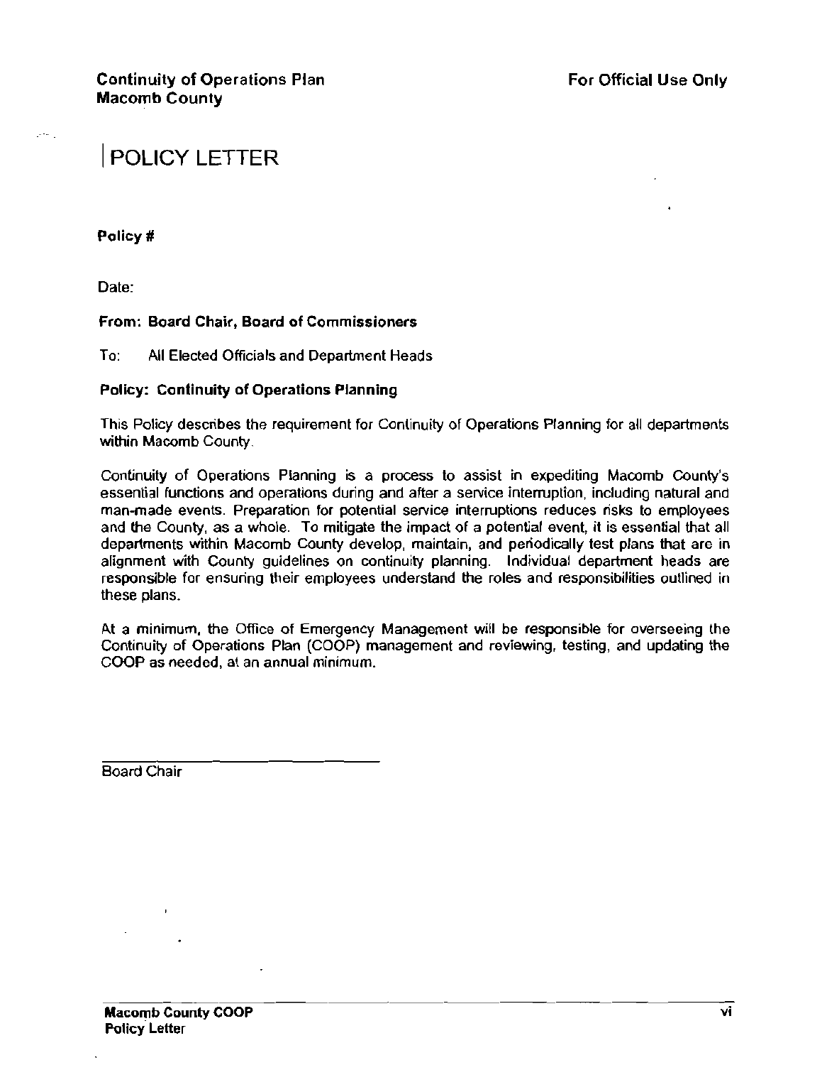# POLICY LETTER

**Policy #**

Date:

**From: Board Chair, Board of Commissioners**

To: All Elected Officials and Department Heads

**Policy: Continuity of Operations Planning**

This Policy describes the requirement for Continuity of Operations Planning for all departments within Macomb County.

Continuity of Operations Planning is a process to assist in expediting Macomb County's essential functions and operations during and after a service interruption, including natural and man-made events. Preparation for potential service interruptions reduces risks to employees and the County, as a whole. To mitigate the impact of a potential event, it is essential that all departments within Macomb County develop, maintain, and periodically test plans that are in alignment with County guidelines on continuity planning. Individual department heads are responsible for ensuring their employees understand the roles and responsibilities outlined in these plans.

At a minimum, the Office of Emergency Management will be responsible for overseeing the Continuity of Operations Plan (COOP) management and reviewing, testing, and updating the COOP as needed, at an annual minimum.

\_\_\_\_\_\_\_\_\_\_\_\_\_\_\_\_\_\_\_\_\_\_\_\_\_\_\_\_
Board Chair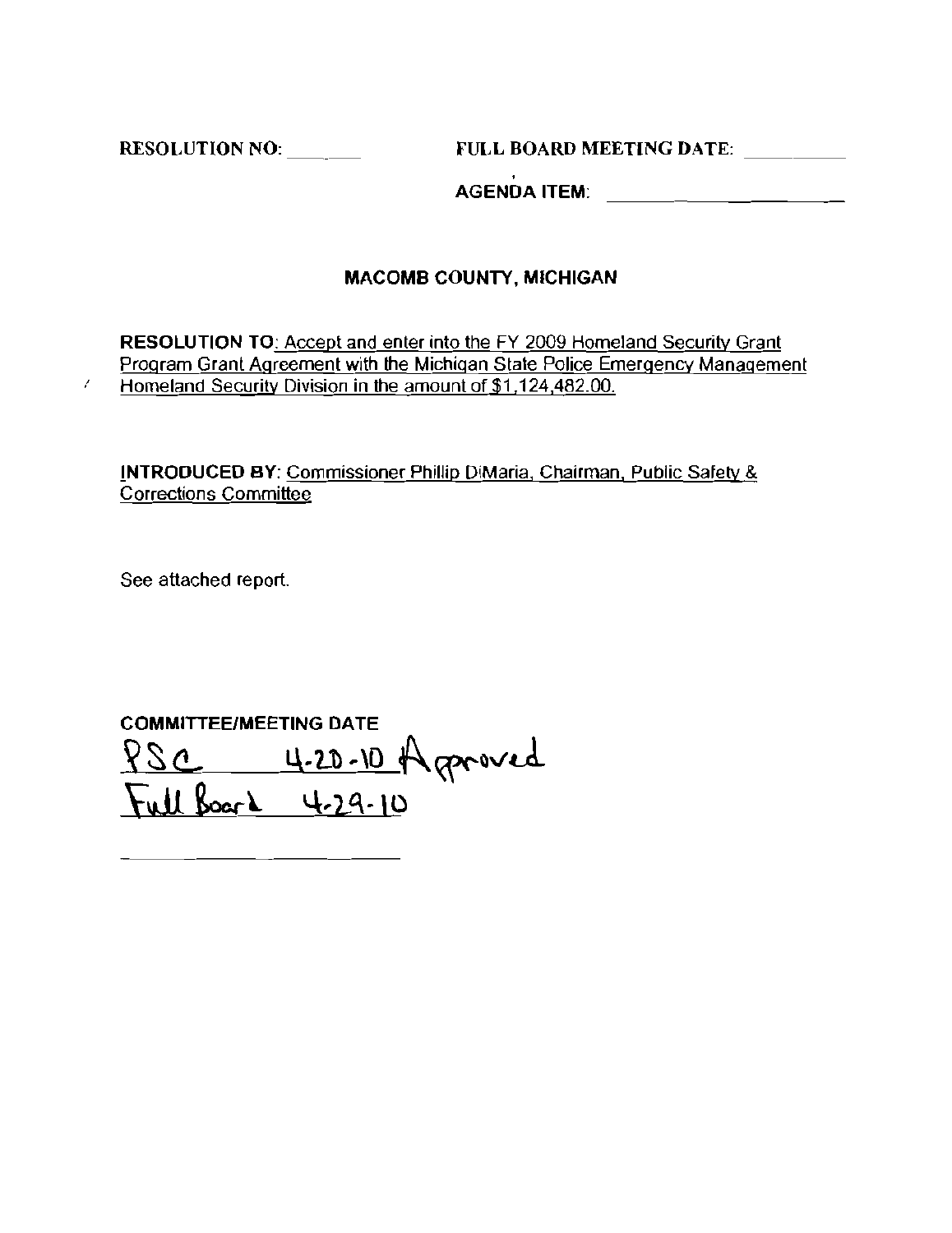RESOLUTION NO: \_\_\_\_\_\_ FULL BOARD MEETING DATE: \_\_\_\_\_\_\_\_

AGENDA ITEM: \_\_\_\_\_\_\_\_\_\_\_\_\_\_\_\_\_\_

## MACOMB COUNTY, MICHIGAN

**RESOLUTION TO**: Accept and enter into the FY 2009 Homeland Security Grant Program Grant Agreement with the Michigan State Police Emergency Management Homeland Security Division in the amount of $1,124,482.00.

**INTRODUCED BY**: Commissioner Phillip DiMaria, Chairman, Public Safety & Corrections Committee

See attached report.

**COMMITTEE/MEETING DATE**

PSC 4-20-10 Approved

Full Board 4-29-10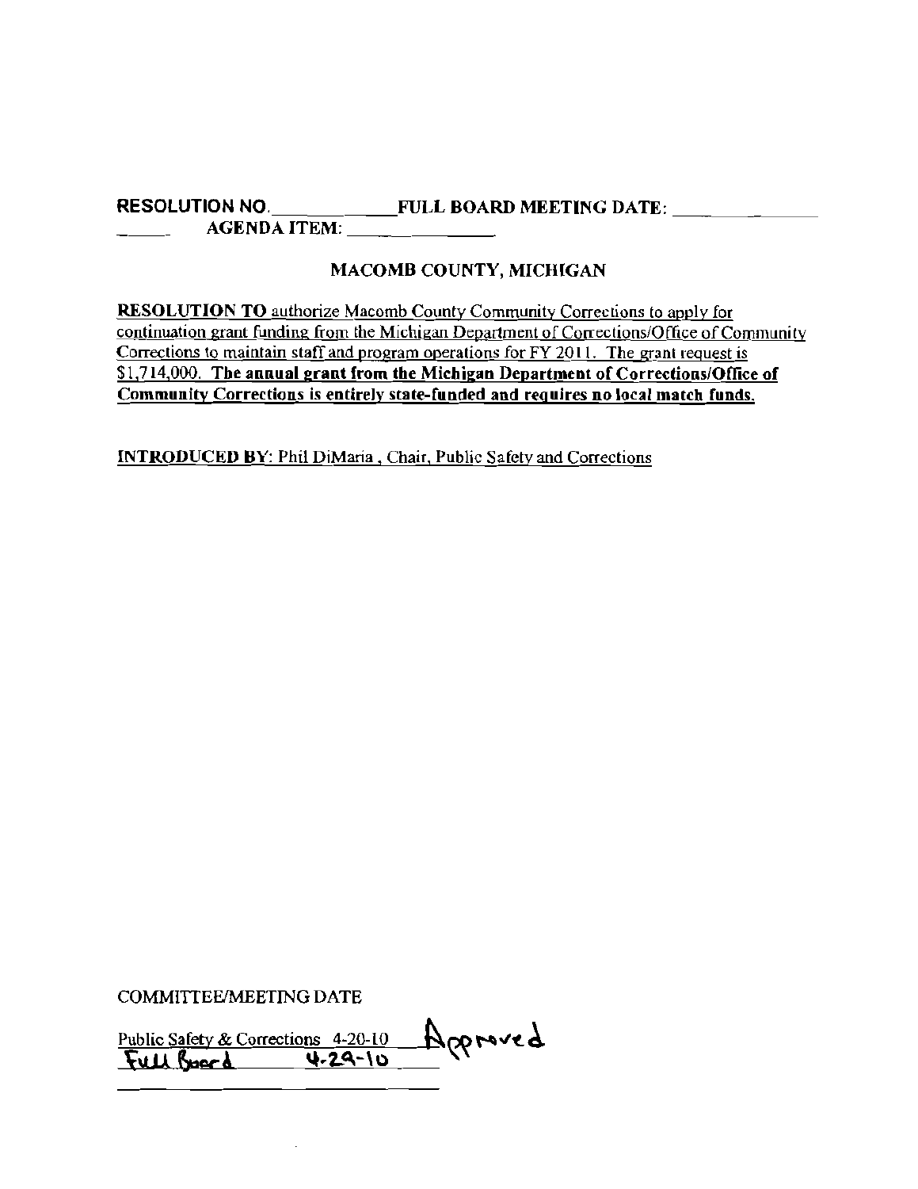**RESOLUTION NO.** \_\_\_\_\_\_\_\_\_\_\_\_ **FULL BOARD MEETING DATE:** \_\_\_\_\_\_\_\_\_\_\_\_
\_\_\_\_\_ **AGENDA ITEM:** \_\_\_\_\_\_\_\_\_\_\_\_

## MACOMB COUNTY, MICHIGAN

**RESOLUTION TO** authorize Macomb County Community Corrections to apply for continuation grant funding from the Michigan Department of Corrections/Office of Community Corrections to maintain staff and program operations for FY 2011. The grant request is $1,714,000. **The annual grant from the Michigan Department of Corrections/Office of Community Corrections is entirely state-funded and requires no local match funds.**

**INTRODUCED BY**: Phil DiMaria, Chair, Public Safety and Corrections

COMMITTEE/MEETING DATE

Public Safety & Corrections 4-20-10 Approved
Full Board 4-29-10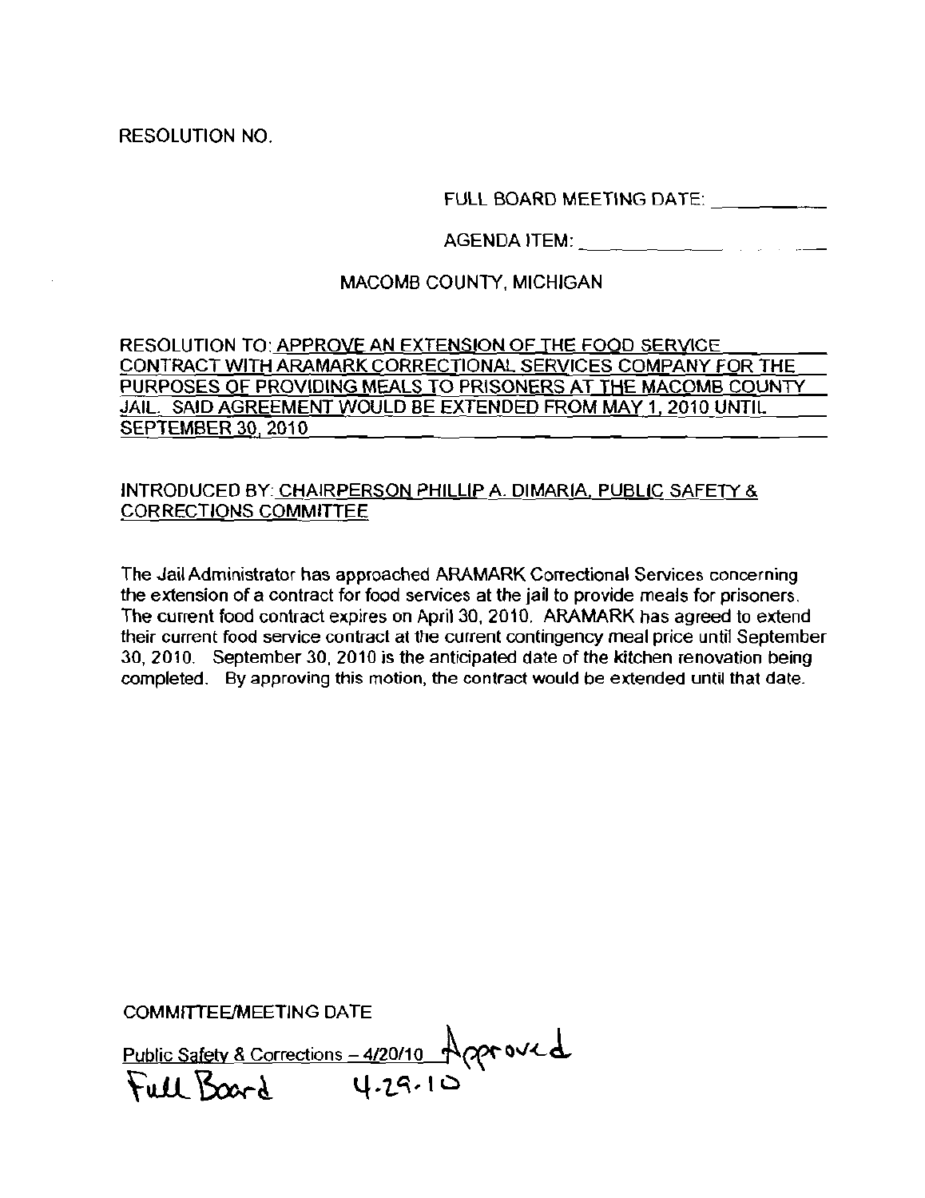RESOLUTION NO.

FULL BOARD MEETING DATE: __________

AGENDA ITEM: __________

MACOMB COUNTY, MICHIGAN

RESOLUTION TO: APPROVE AN EXTENSION OF THE FOOD SERVICE CONTRACT WITH ARAMARK CORRECTIONAL SERVICES COMPANY FOR THE PURPOSES OF PROVIDING MEALS TO PRISONERS AT THE MACOMB COUNTY JAIL. SAID AGREEMENT WOULD BE EXTENDED FROM MAY 1, 2010 UNTIL SEPTEMBER 30, 2010

INTRODUCED BY: CHAIRPERSON PHILLIP A. DIMARIA, PUBLIC SAFETY & CORRECTIONS COMMITTEE

The Jail Administrator has approached ARAMARK Correctional Services concerning the extension of a contract for food services at the jail to provide meals for prisoners. The current food contract expires on April 30, 2010. ARAMARK has agreed to extend their current food service contract at the current contingency meal price until September 30, 2010. September 30, 2010 is the anticipated date of the kitchen renovation being completed. By approving this motion, the contract would be extended until that date.

COMMITTEE/MEETING DATE

Public Safety & Corrections – 4/20/10 Approved

Full Board 4-29-10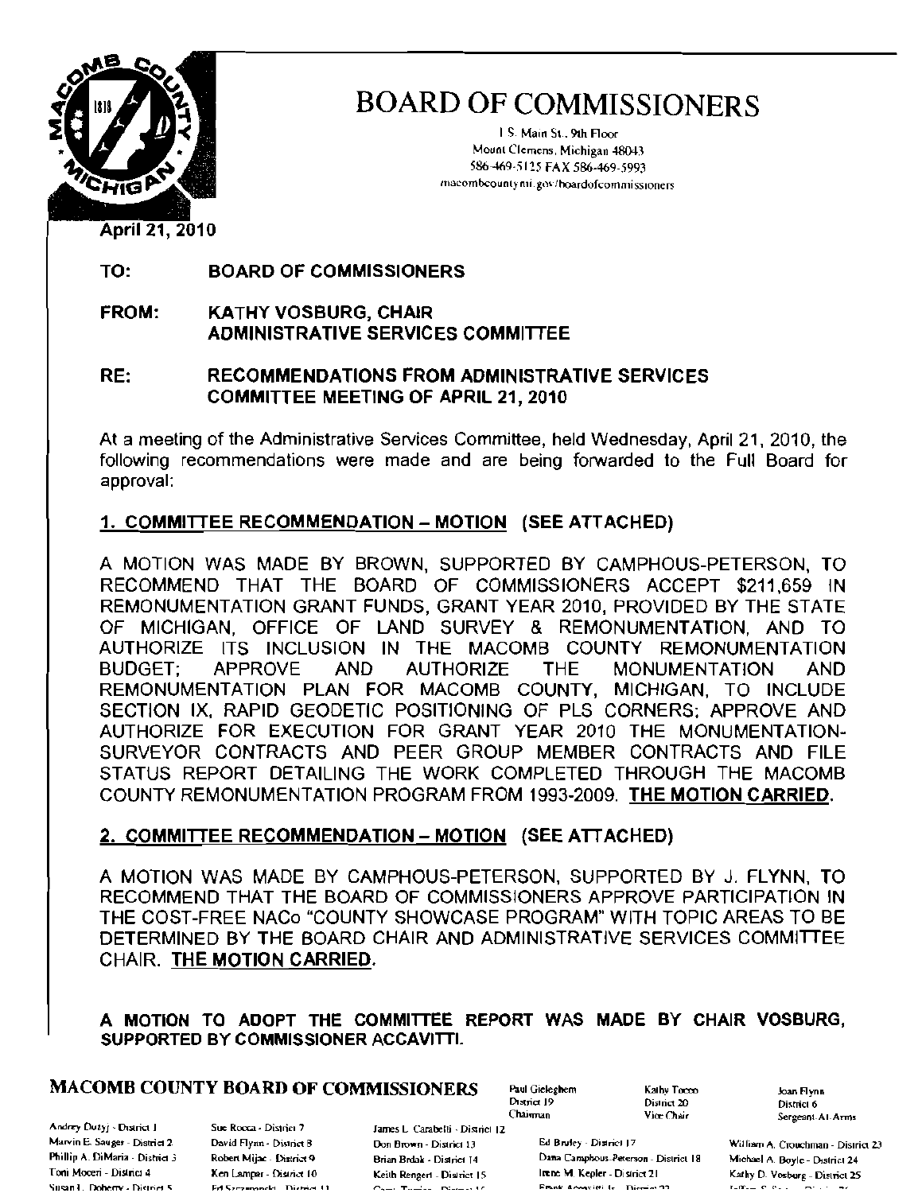# BOARD OF COMMISSIONERS

1 S. Main St., 9th Floor
Mount Clemens, Michigan 48043
586-469-5125 FAX 586-469-5993
macombcountymi.gov/boardofcommissioners

**April 21, 2010**

**TO: BOARD OF COMMISSIONERS**

**FROM: KATHY VOSBURG, CHAIR**
**ADMINISTRATIVE SERVICES COMMITTEE**

**RE: RECOMMENDATIONS FROM ADMINISTRATIVE SERVICES COMMITTEE MEETING OF APRIL 21, 2010**

At a meeting of the Administrative Services Committee, held Wednesday, April 21, 2010, the following recommendations were made and are being forwarded to the Full Board for approval:

**1. COMMITTEE RECOMMENDATION – MOTION (SEE ATTACHED)**

A MOTION WAS MADE BY BROWN, SUPPORTED BY CAMPHOUS-PETERSON, TO RECOMMEND THAT THE BOARD OF COMMISSIONERS ACCEPT $211,659 IN REMONUMENTATION GRANT FUNDS, GRANT YEAR 2010, PROVIDED BY THE STATE OF MICHIGAN, OFFICE OF LAND SURVEY & REMONUMENTATION, AND TO AUTHORIZE ITS INCLUSION IN THE MACOMB COUNTY REMONUMENTATION BUDGET; APPROVE AND AUTHORIZE THE MONUMENTATION AND REMONUMENTATION PLAN FOR MACOMB COUNTY, MICHIGAN, TO INCLUDE SECTION IX, RAPID GEODETIC POSITIONING OF PLS CORNERS; APPROVE AND AUTHORIZE FOR EXECUTION FOR GRANT YEAR 2010 THE MONUMENTATION-SURVEYOR CONTRACTS AND PEER GROUP MEMBER CONTRACTS AND FILE STATUS REPORT DETAILING THE WORK COMPLETED THROUGH THE MACOMB COUNTY REMONUMENTATION PROGRAM FROM 1993-2009. **THE MOTION CARRIED.**

**2. COMMITTEE RECOMMENDATION – MOTION (SEE ATTACHED)**

A MOTION WAS MADE BY CAMPHOUS-PETERSON, SUPPORTED BY J. FLYNN, TO RECOMMEND THAT THE BOARD OF COMMISSIONERS APPROVE PARTICIPATION IN THE COST-FREE NACo "COUNTY SHOWCASE PROGRAM" WITH TOPIC AREAS TO BE DETERMINED BY THE BOARD CHAIR AND ADMINISTRATIVE SERVICES COMMITTEE CHAIR. **THE MOTION CARRIED.**

**A MOTION TO ADOPT THE COMMITTEE REPORT WAS MADE BY CHAIR VOSBURG, SUPPORTED BY COMMISSIONER ACCAVITTI.**

**MACOMB COUNTY BOARD OF COMMISSIONERS**

Paul Gieleghem, District 19, Chairman
Kathy Tocco, District 20, Vice Chair
Joan Flynn, District 6, Sergeant-At-Arms

Andrey Duzyj - District 1
Marvin E. Sauger - District 2
Phillip A. DiMaria - District 3
Toni Moceri - District 4
Susan L. Doherty - District 5
Sue Rocca - District 7
David Flynn - District 8
Robert Mijac - District 9
Ken Lampar - District 10
Ed Szczepanski - District 11
James L. Carabelli - District 12
Don Brown - District 13
Brian Brdak - District 14
Keith Rengert - District 15
Carey Torrice - District 16
Ed Bruley - District 17
Dana Camphous-Peterson - District 18
Irene M. Kepler - District 21
Frank Accavitti Jr. - District 22
William A. Crouchman - District 23
Michael A. Boyle - District 24
Kathy D. Vosburg - District 25
Jeffery S. Sprys - District 26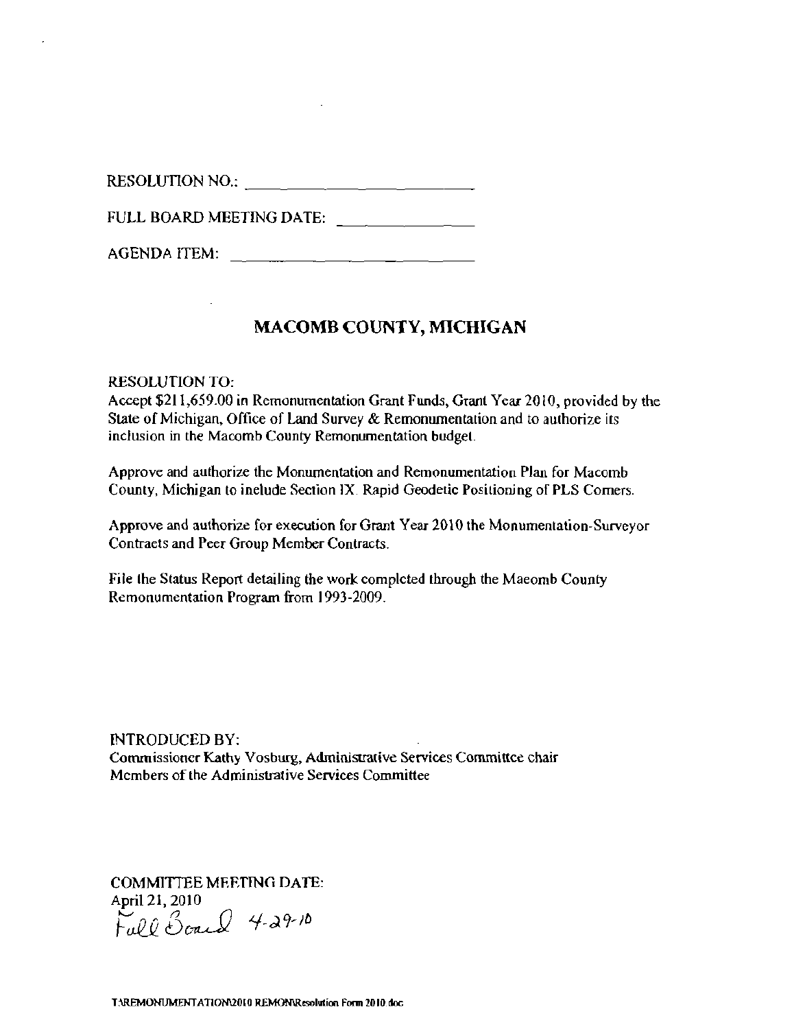RESOLUTION NO.: ____________________________

FULL BOARD MEETING DATE: _______________

AGENDA ITEM: ____________________________

## MACOMB COUNTY, MICHIGAN

RESOLUTION TO:
Accept $211,659.00 in Remonumentation Grant Funds, Grant Year 2010, provided by the State of Michigan, Office of Land Survey & Remonumentation and to authorize its inclusion in the Macomb County Remonumentation budget.

Approve and authorize the Monumentation and Remonumentation Plan for Macomb County, Michigan to include Section IX. Rapid Geodetic Positioning of PLS Corners.

Approve and authorize for execution for Grant Year 2010 the Monumentation-Surveyor Contracts and Peer Group Member Contracts.

File the Status Report detailing the work completed through the Macomb County Remonumentation Program from 1993-2009.

INTRODUCED BY:
Commissioner Kathy Vosburg, Administrative Services Committee chair
Members of the Administrative Services Committee

COMMITTEE MEETING DATE:
April 21, 2010
Full Board 4-29-10

T:\REMONUMENTATION\2010 REMON\Resolution Form 2010.doc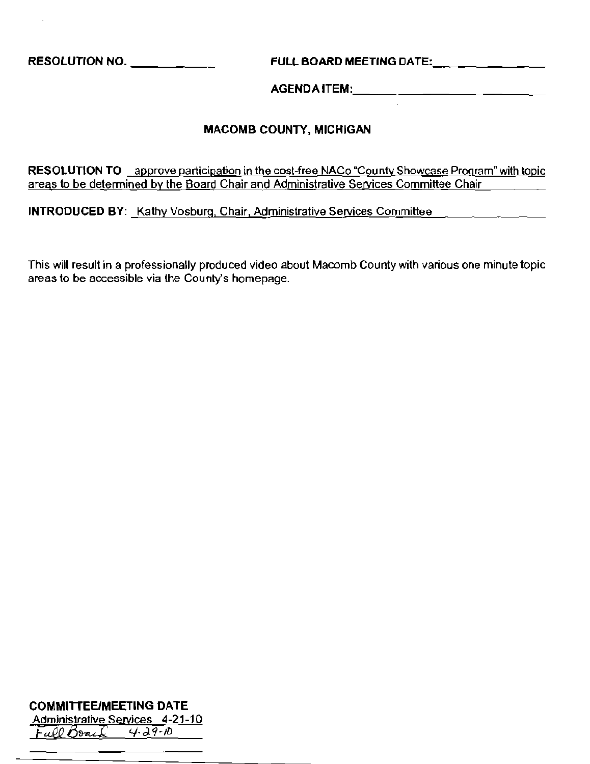RESOLUTION NO. ____________ FULL BOARD MEETING DATE: ____________

AGENDA ITEM: ____________

# MACOMB COUNTY, MICHIGAN

**RESOLUTION TO** approve participation in the cost-free NACo "County Showcase Program" with topic areas to be determined by the Board Chair and Administrative Services Committee Chair

**INTRODUCED BY**: Kathy Vosburg, Chair, Administrative Services Committee

This will result in a professionally produced video about Macomb County with various one minute topic areas to be accessible via the County's homepage.

**COMMITTEE/MEETING DATE**

Administrative Services 4-21-10

Full Board 4-29-10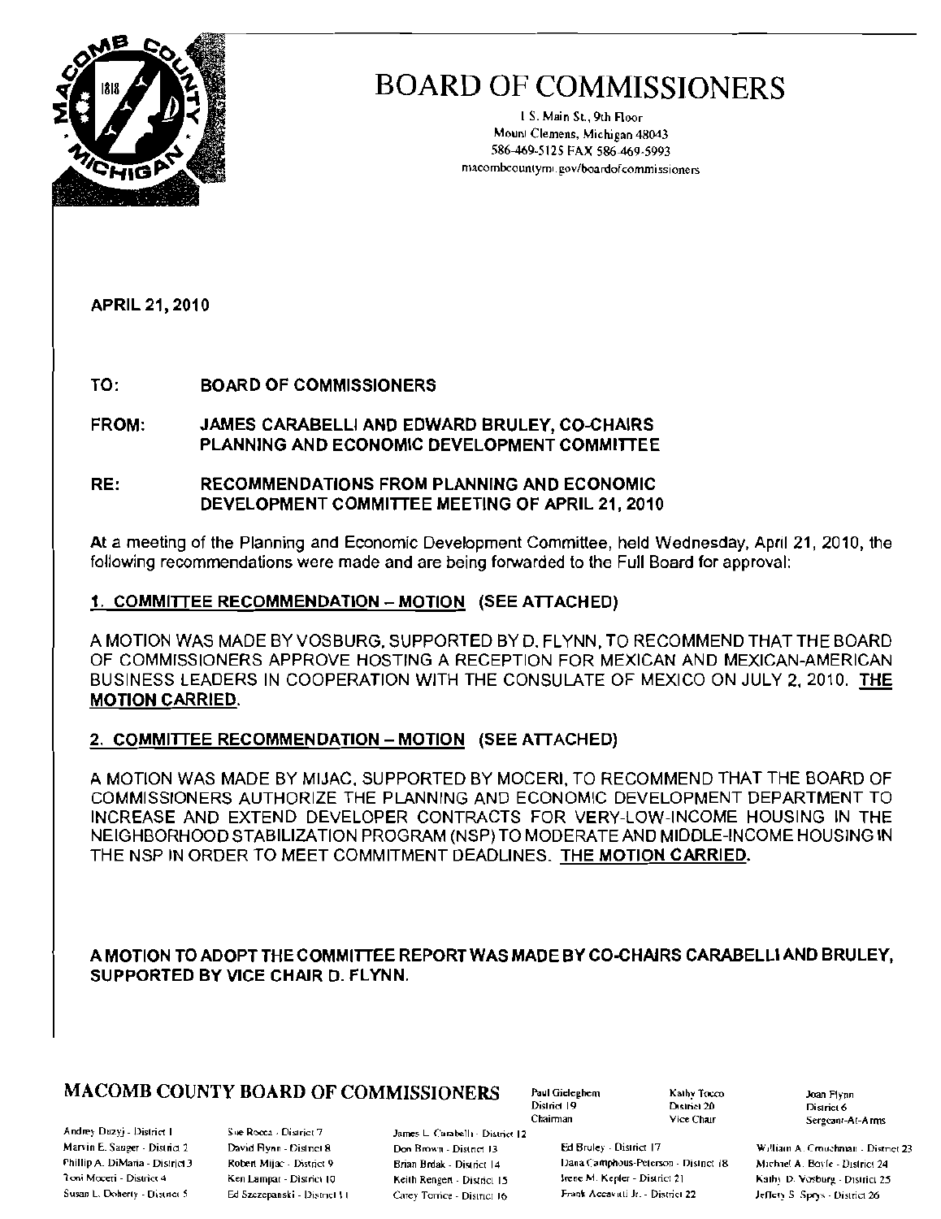# BOARD OF COMMISSIONERS

1 S. Main St., 9th Floor
Mount Clemens, Michigan 48043
586-469-5125 FAX 586-469-5993
macombcountymi.gov/boardofcommissioners

**APRIL 21, 2010**

**TO:** **BOARD OF COMMISSIONERS**

**FROM:** **JAMES CARABELLI AND EDWARD BRULEY, CO-CHAIRS PLANNING AND ECONOMIC DEVELOPMENT COMMITTEE**

**RE:** **RECOMMENDATIONS FROM PLANNING AND ECONOMIC DEVELOPMENT COMMITTEE MEETING OF APRIL 21, 2010**

At a meeting of the Planning and Economic Development Committee, held Wednesday, April 21, 2010, the following recommendations were made and are being forwarded to the Full Board for approval:

**1. COMMITTEE RECOMMENDATION – MOTION (SEE ATTACHED)**

A MOTION WAS MADE BY VOSBURG, SUPPORTED BY D. FLYNN, TO RECOMMEND THAT THE BOARD OF COMMISSIONERS APPROVE HOSTING A RECEPTION FOR MEXICAN AND MEXICAN-AMERICAN BUSINESS LEADERS IN COOPERATION WITH THE CONSULATE OF MEXICO ON JULY 2, 2010. **THE MOTION CARRIED.**

**2. COMMITTEE RECOMMENDATION – MOTION (SEE ATTACHED)**

A MOTION WAS MADE BY MIJAC, SUPPORTED BY MOCERI, TO RECOMMEND THAT THE BOARD OF COMMISSIONERS AUTHORIZE THE PLANNING AND ECONOMIC DEVELOPMENT DEPARTMENT TO INCREASE AND EXTEND DEVELOPER CONTRACTS FOR VERY-LOW-INCOME HOUSING IN THE NEIGHBORHOOD STABILIZATION PROGRAM (NSP) TO MODERATE AND MIDDLE-INCOME HOUSING IN THE NSP IN ORDER TO MEET COMMITMENT DEADLINES. **THE MOTION CARRIED.**

**A MOTION TO ADOPT THE COMMITTEE REPORT WAS MADE BY CO-CHAIRS CARABELLI AND BRULEY, SUPPORTED BY VICE CHAIR D. FLYNN.**

**MACOMB COUNTY BOARD OF COMMISSIONERS**

Paul Gieleghem, District 19, Chairman
Kathy Tocco, District 20, Vice Chair
Joan Flynn, District 6, Sergeant-At-Arms

Andrey Duzyj - District 1
Marvin E. Sauger - District 2
Phillip A. DiMaria - District 3
Toni Moceri - District 4
Susan L. Doherty - District 5
Sue Rocca - District 7
David Flynn - District 8
Robert Mijac - District 9
Ken Lampar - District 10
Ed Szczepanski - District 11
James L. Carabelli - District 12
Don Brown - District 13
Brian Brdak - District 14
Keith Rengert - District 15
Carey Torrice - District 16
Ed Bruley - District 17
Dana Camphous-Peterson - District 18
Irene M. Kepler - District 21
Frank Accavitti Jr. - District 22
William A. Crouchman - District 23
Michael A. Boyle - District 24
Kathy D. Vosburg - District 25
Jeffery S. Sprys - District 26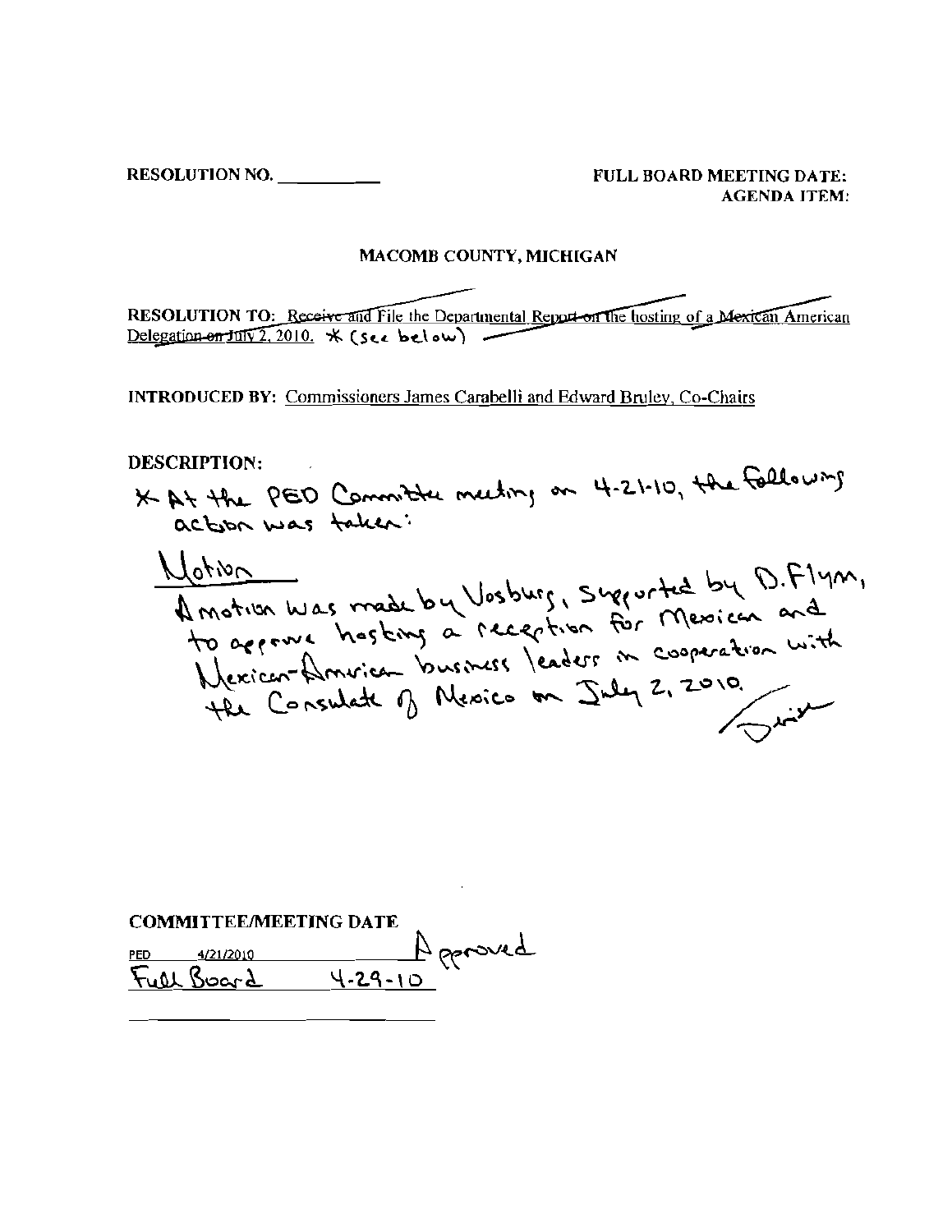**RESOLUTION NO. ___________**

**FULL BOARD MEETING DATE:**
**AGENDA ITEM:**

**MACOMB COUNTY, MICHIGAN**

**RESOLUTION TO:** ~~Receive and File the Departmental Report on the hosting of a Mexican American Delegation on July 2, 2010.~~ * (see below)

**INTRODUCED BY:** Commissioners James Carabelli and Edward Bruley, Co-Chairs

**DESCRIPTION:**

* At the PED Committee meeting on 4-21-10, the following action was taken:

Motion

A motion was made by Vosburg, supported by D. Flynn, to approve hosting a reception for Mexican and Mexican-American business leaders in cooperation with the Consulate of Mexico on July 2, 2010.

**COMMITTEE/MEETING DATE**

| | | |
|---|---|---|
| PED | 4/21/2010 | Approved |
| Full Board | 4-29-10 | |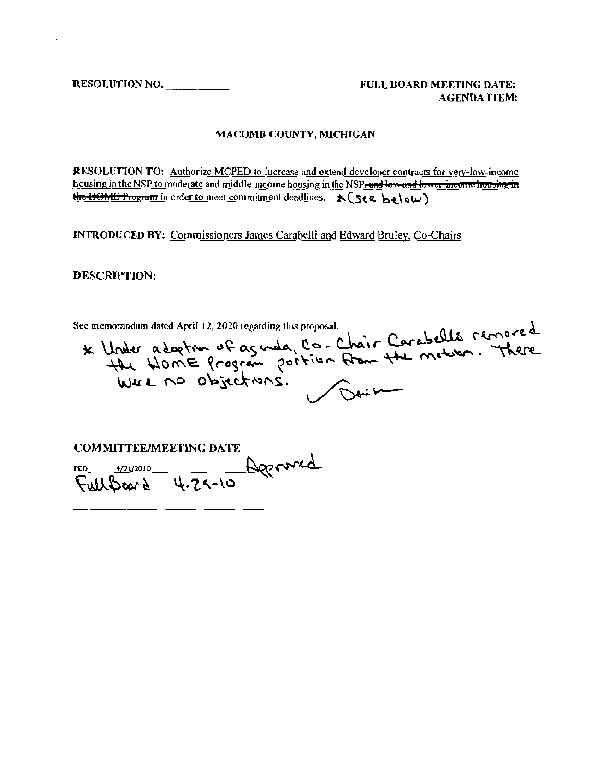**RESOLUTION NO.** ____________

**FULL BOARD MEETING DATE:**
**AGENDA ITEM:**

**MACOMB COUNTY, MICHIGAN**

**RESOLUTION TO:** Authorize MCPED to increase and extend developer contracts for very-low-income housing in the NSP to moderate and middle-income housing in the NSP~~, and low and lower income housing in the HOME Program~~ in order to meet commitment deadlines. *(see below)

**INTRODUCED BY:** Commissioners James Carabelli and Edward Bruley, Co-Chairs

**DESCRIPTION:**

See memorandum dated April 12, 2020 regarding this proposal.

* Under adoption of agenda, Co-Chair Carabelli removed the HOME Program portion from the motion. There were no objections.

**COMMITTEE/MEETING DATE**

PED 4/21/2010 Approved

Full Board 4-29-10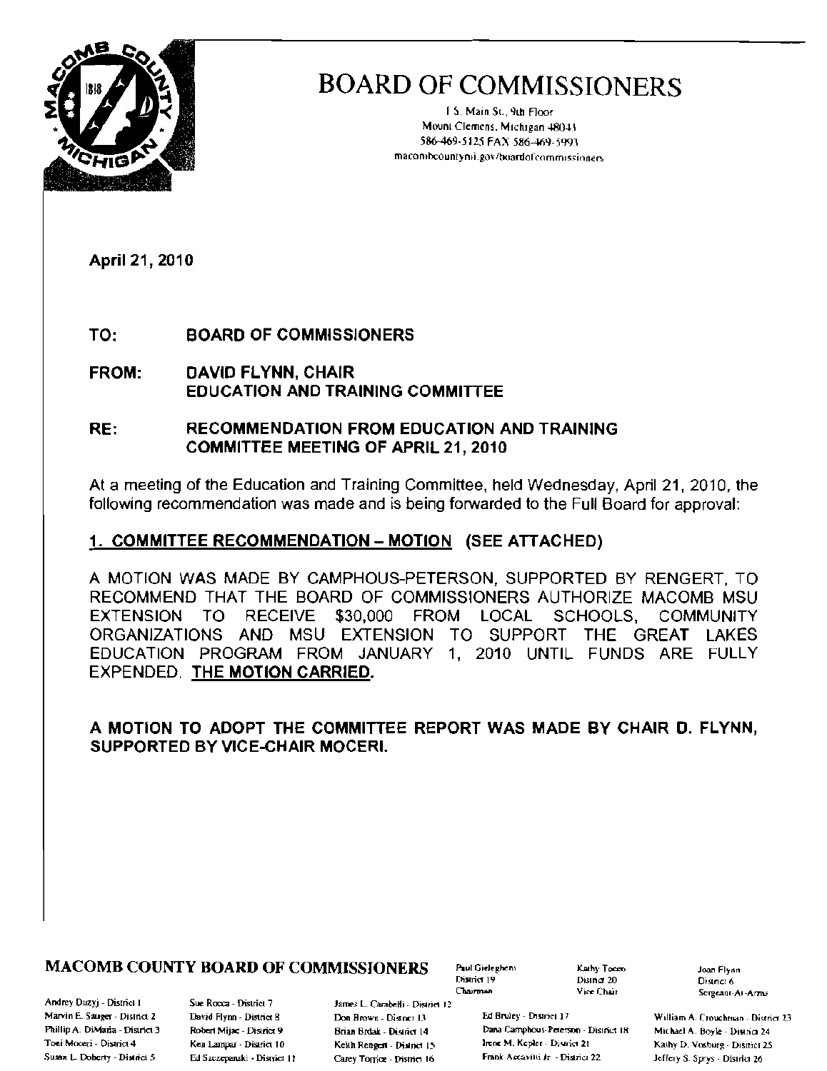# BOARD OF COMMISSIONERS

1 S. Main St., 9th Floor
Mount Clemens, Michigan 48043
586-469-5125 FAX 586-469-5993
macombcountymi.gov/boardofcommissioners

April 21, 2010

**TO:** BOARD OF COMMISSIONERS

**FROM:** DAVID FLYNN, CHAIR
EDUCATION AND TRAINING COMMITTEE

**RE:** RECOMMENDATION FROM EDUCATION AND TRAINING COMMITTEE MEETING OF APRIL 21, 2010

At a meeting of the Education and Training Committee, held Wednesday, April 21, 2010, the following recommendation was made and is being forwarded to the Full Board for approval:

**1. COMMITTEE RECOMMENDATION – MOTION (SEE ATTACHED)**

A MOTION WAS MADE BY CAMPHOUS-PETERSON, SUPPORTED BY RENGERT, TO RECOMMEND THAT THE BOARD OF COMMISSIONERS AUTHORIZE MACOMB MSU EXTENSION TO RECEIVE $30,000 FROM LOCAL SCHOOLS, COMMUNITY ORGANIZATIONS AND MSU EXTENSION TO SUPPORT THE GREAT LAKES EDUCATION PROGRAM FROM JANUARY 1, 2010 UNTIL FUNDS ARE FULLY EXPENDED. **THE MOTION CARRIED.**

**A MOTION TO ADOPT THE COMMITTEE REPORT WAS MADE BY CHAIR D. FLYNN, SUPPORTED BY VICE-CHAIR MOCERI.**

**MACOMB COUNTY BOARD OF COMMISSIONERS**

Paul Gieleghem - District 19 - Chairman
Kathy Tocco - District 20 - Vice Chair
Joan Flynn - District 6 - Sergeant-At-Arms

Andrey Duzyj - District 1
Marvin E. Sauger - District 2
Phillip A. DiMaria - District 3
Toni Moceri - District 4
Susan L. Doherty - District 5
Sue Rocca - District 7
David Flynn - District 8
Robert Mijac - District 9
Ken Lampar - District 10
Ed Szczepanski - District 11
James L. Carabelli - District 12
Don Brown - District 13
Brian Brdak - District 14
Keith Rengert - District 15
Carey Torrice - District 16
Ed Bruley - District 17
Dana Camphous-Peterson - District 18
Irene M. Kepler - District 21
Frank Accavitti Jr. - District 22
William A. Crouchman - District 23
Michael A. Boyle - District 24
Kathy D. Vosburg - District 25
Jeffery S. Sprys - District 26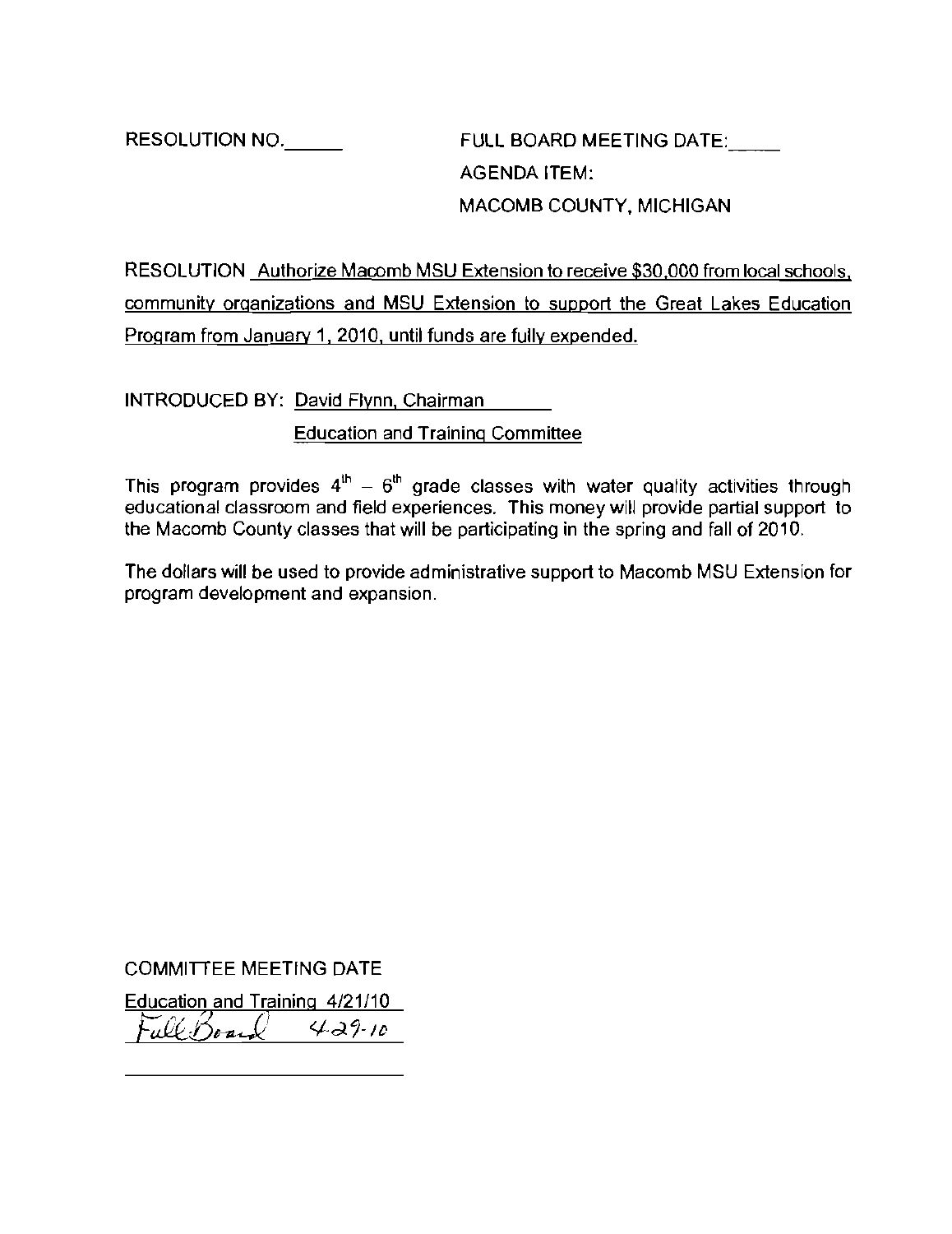RESOLUTION NO.\_\_\_\_\_\_ FULL BOARD MEETING DATE:\_\_\_\_\_

AGENDA ITEM:

MACOMB COUNTY, MICHIGAN

RESOLUTION Authorize Macomb MSU Extension to receive $30,000 from local schools, community organizations and MSU Extension to support the Great Lakes Education Program from January 1, 2010, until funds are fully expended.

INTRODUCED BY: David Flynn, Chairman

Education and Training Committee

This program provides $4^{th}$ – $6^{th}$ grade classes with water quality activities through educational classroom and field experiences. This money will provide partial support to the Macomb County classes that will be participating in the spring and fall of 2010.

The dollars will be used to provide administrative support to Macomb MSU Extension for program development and expansion.

COMMITTEE MEETING DATE

Education and Training 4/21/10

Full Board 4-29-10